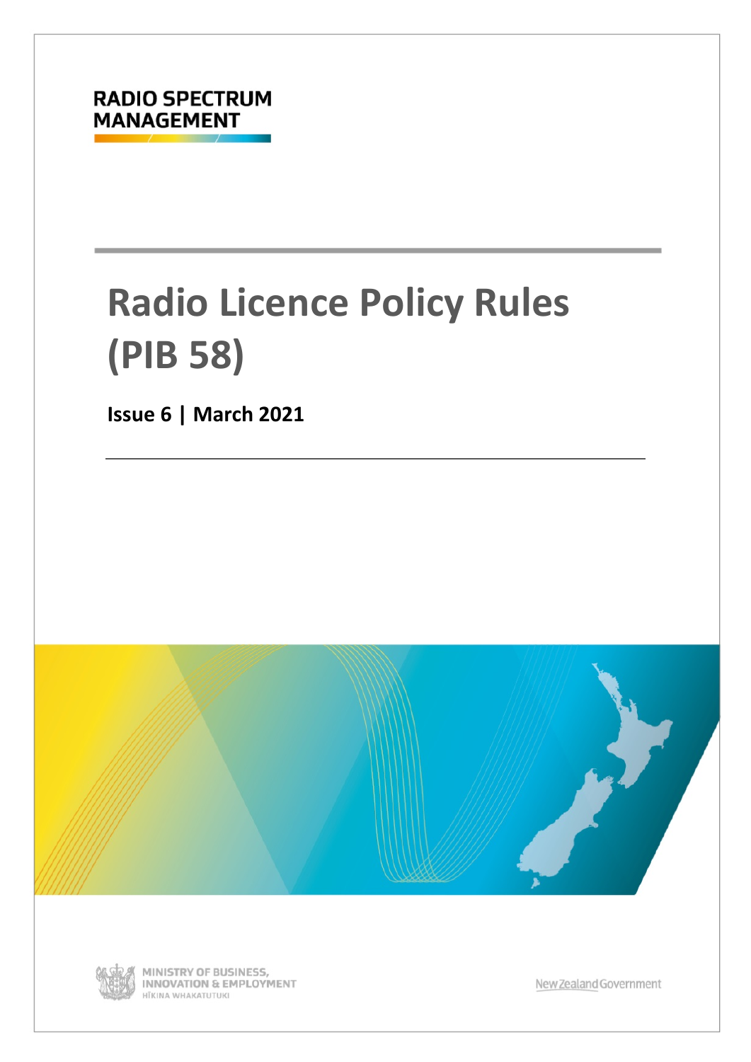RADIO SPECTRUM MANAGEMENT

# Radio Licence Policy Rules (PIB 58)

**Issue 6 | March 2021**

MINISTRY OF BUSINESS, INNOVATION & EMPLOYMENT
HĪKINA WHAKATUTUKI

New Zealand Government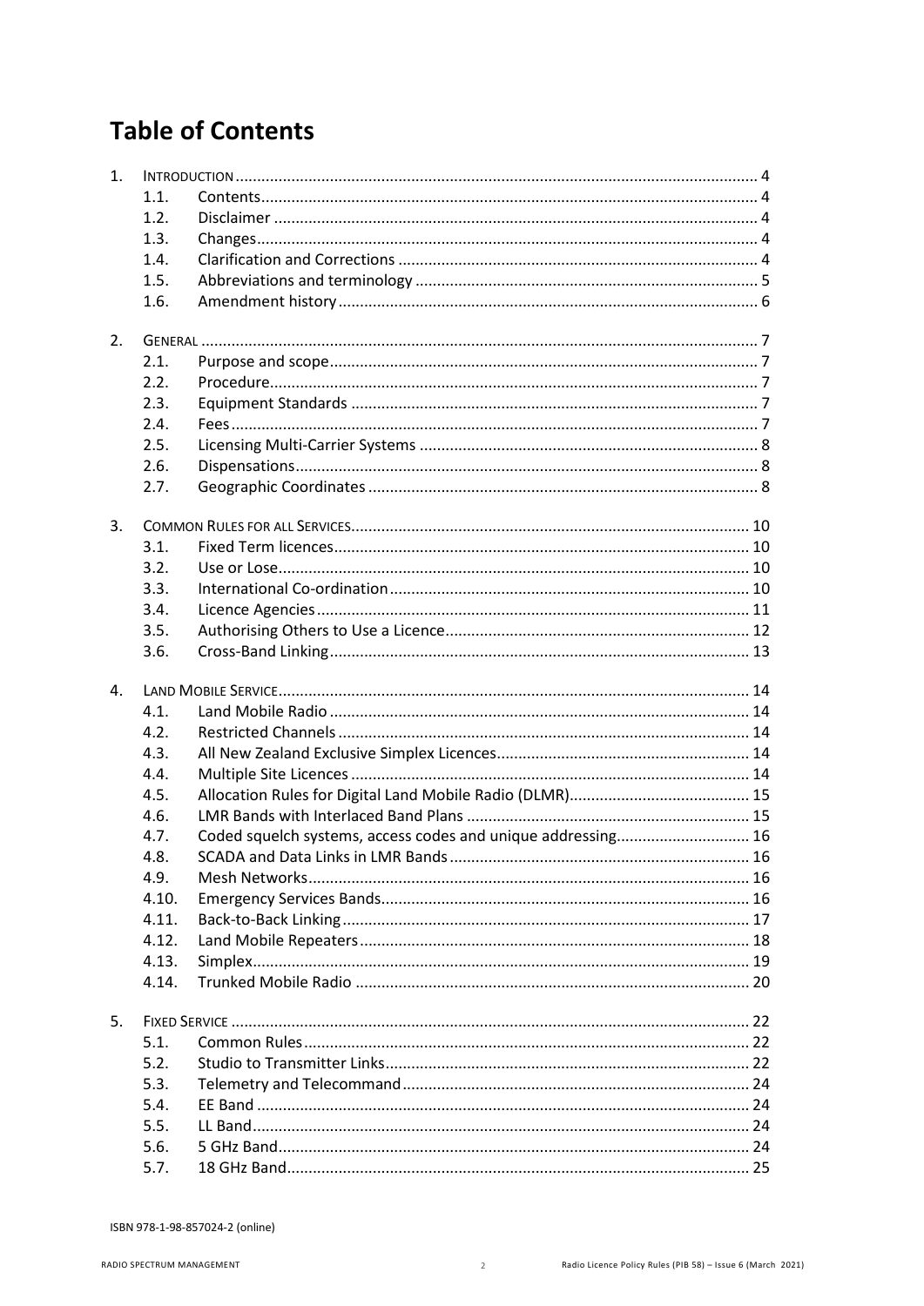# Table of Contents

1. INTRODUCTION ........ 4
   - 1.1. Contents ........ 4
   - 1.2. Disclaimer ........ 4
   - 1.3. Changes ........ 4
   - 1.4. Clarification and Corrections ........ 4
   - 1.5. Abbreviations and terminology ........ 5
   - 1.6. Amendment history ........ 6
2. GENERAL ........ 7
   - 2.1. Purpose and scope ........ 7
   - 2.2. Procedure ........ 7
   - 2.3. Equipment Standards ........ 7
   - 2.4. Fees ........ 7
   - 2.5. Licensing Multi-Carrier Systems ........ 8
   - 2.6. Dispensations ........ 8
   - 2.7. Geographic Coordinates ........ 8
3. COMMON RULES FOR ALL SERVICES ........ 10
   - 3.1. Fixed Term licences ........ 10
   - 3.2. Use or Lose ........ 10
   - 3.3. International Co-ordination ........ 10
   - 3.4. Licence Agencies ........ 11
   - 3.5. Authorising Others to Use a Licence ........ 12
   - 3.6. Cross-Band Linking ........ 13
4. LAND MOBILE SERVICE ........ 14
   - 4.1. Land Mobile Radio ........ 14
   - 4.2. Restricted Channels ........ 14
   - 4.3. All New Zealand Exclusive Simplex Licences ........ 14
   - 4.4. Multiple Site Licences ........ 14
   - 4.5. Allocation Rules for Digital Land Mobile Radio (DLMR) ........ 15
   - 4.6. LMR Bands with Interlaced Band Plans ........ 15
   - 4.7. Coded squelch systems, access codes and unique addressing ........ 16
   - 4.8. SCADA and Data Links in LMR Bands ........ 16
   - 4.9. Mesh Networks ........ 16
   - 4.10. Emergency Services Bands ........ 16
   - 4.11. Back-to-Back Linking ........ 17
   - 4.12. Land Mobile Repeaters ........ 18
   - 4.13. Simplex ........ 19
   - 4.14. Trunked Mobile Radio ........ 20
5. FIXED SERVICE ........ 22
   - 5.1. Common Rules ........ 22
   - 5.2. Studio to Transmitter Links ........ 22
   - 5.3. Telemetry and Telecommand ........ 24
   - 5.4. EE Band ........ 24
   - 5.5. LL Band ........ 24
   - 5.6. 5 GHz Band ........ 24
   - 5.7. 18 GHz Band ........ 25

ISBN 978-1-98-857024-2 (online)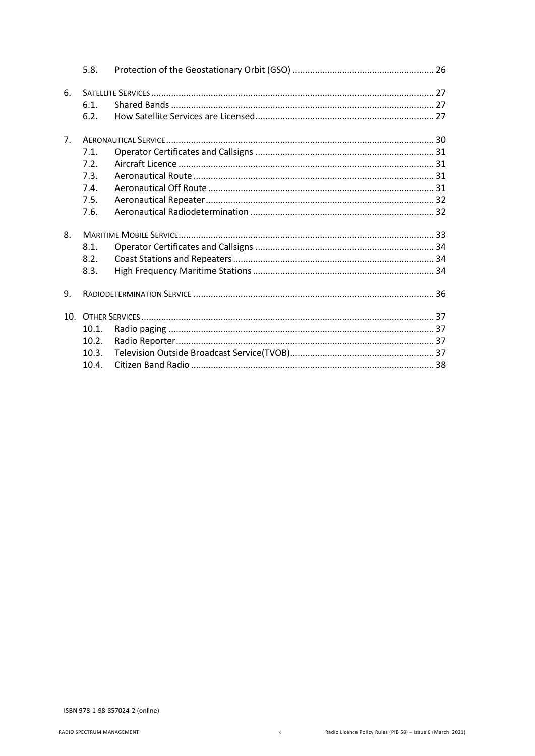- 5.8. Protection of the Geostationary Orbit (GSO) ........ 26
- 6. Satellite Services ........ 27
  - 6.1. Shared Bands ........ 27
  - 6.2. How Satellite Services are Licensed ........ 27
- 7. Aeronautical Service ........ 30
  - 7.1. Operator Certificates and Callsigns ........ 31
  - 7.2. Aircraft Licence ........ 31
  - 7.3. Aeronautical Route ........ 31
  - 7.4. Aeronautical Off Route ........ 31
  - 7.5. Aeronautical Repeater ........ 32
  - 7.6. Aeronautical Radiodetermination ........ 32
- 8. Maritime Mobile Service ........ 33
  - 8.1. Operator Certificates and Callsigns ........ 34
  - 8.2. Coast Stations and Repeaters ........ 34
  - 8.3. High Frequency Maritime Stations ........ 34
- 9. Radiodetermination Service ........ 36
- 10. Other Services ........ 37
  - 10.1. Radio paging ........ 37
  - 10.2. Radio Reporter ........ 37
  - 10.3. Television Outside Broadcast Service(TVOB) ........ 37
  - 10.4. Citizen Band Radio ........ 38

ISBN 978-1-98-857024-2 (online)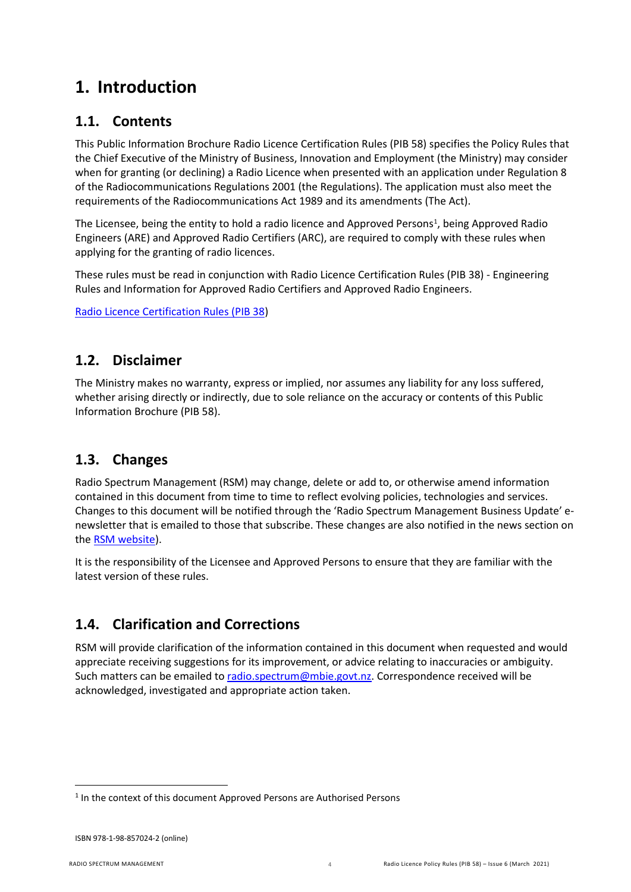# 1. Introduction

## 1.1. Contents

This Public Information Brochure Radio Licence Certification Rules (PIB 58) specifies the Policy Rules that the Chief Executive of the Ministry of Business, Innovation and Employment (the Ministry) may consider when for granting (or declining) a Radio Licence when presented with an application under Regulation 8 of the Radiocommunications Regulations 2001 (the Regulations). The application must also meet the requirements of the Radiocommunications Act 1989 and its amendments (The Act).

The Licensee, being the entity to hold a radio licence and Approved Persons[1], being Approved Radio Engineers (ARE) and Approved Radio Certifiers (ARC), are required to comply with these rules when applying for the granting of radio licences.

These rules must be read in conjunction with Radio Licence Certification Rules (PIB 38) - Engineering Rules and Information for Approved Radio Certifiers and Approved Radio Engineers.

Radio Licence Certification Rules (PIB 38)

## 1.2. Disclaimer

The Ministry makes no warranty, express or implied, nor assumes any liability for any loss suffered, whether arising directly or indirectly, due to sole reliance on the accuracy or contents of this Public Information Brochure (PIB 58).

## 1.3. Changes

Radio Spectrum Management (RSM) may change, delete or add to, or otherwise amend information contained in this document from time to time to reflect evolving policies, technologies and services. Changes to this document will be notified through the 'Radio Spectrum Management Business Update' e-newsletter that is emailed to those that subscribe. These changes are also notified in the news section on the RSM website).

It is the responsibility of the Licensee and Approved Persons to ensure that they are familiar with the latest version of these rules.

## 1.4. Clarification and Corrections

RSM will provide clarification of the information contained in this document when requested and would appreciate receiving suggestions for its improvement, or advice relating to inaccuracies or ambiguity. Such matters can be emailed to radio.spectrum@mbie.govt.nz. Correspondence received will be acknowledged, investigated and appropriate action taken.

[1] In the context of this document Approved Persons are Authorised Persons

ISBN 978-1-98-857024-2 (online)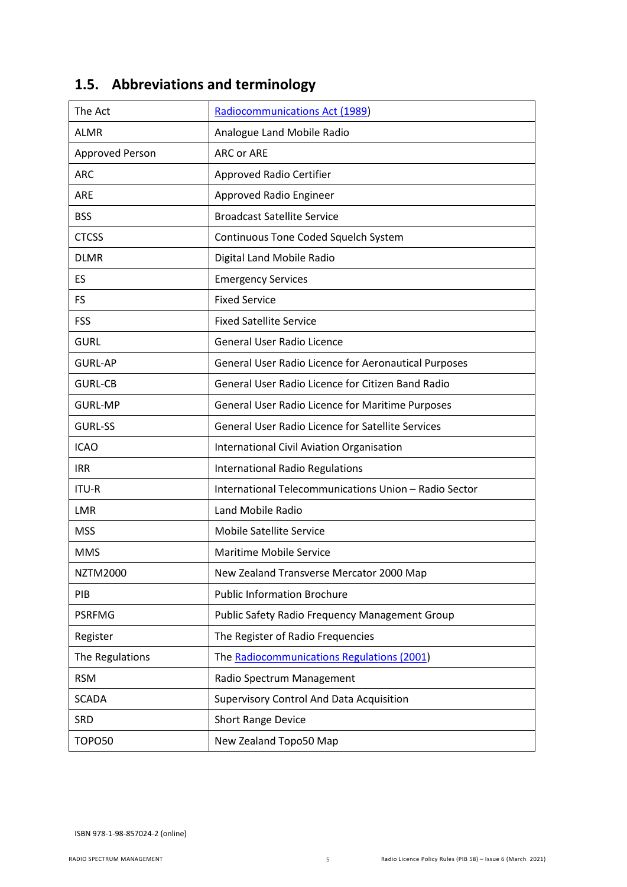## 1.5. Abbreviations and terminology

| | |
|---|---|
| The Act | Radiocommunications Act (1989) |
| ALMR | Analogue Land Mobile Radio |
| Approved Person | ARC or ARE |
| ARC | Approved Radio Certifier |
| ARE | Approved Radio Engineer |
| BSS | Broadcast Satellite Service |
| CTCSS | Continuous Tone Coded Squelch System |
| DLMR | Digital Land Mobile Radio |
| ES | Emergency Services |
| FS | Fixed Service |
| FSS | Fixed Satellite Service |
| GURL | General User Radio Licence |
| GURL-AP | General User Radio Licence for Aeronautical Purposes |
| GURL-CB | General User Radio Licence for Citizen Band Radio |
| GURL-MP | General User Radio Licence for Maritime Purposes |
| GURL-SS | General User Radio Licence for Satellite Services |
| ICAO | International Civil Aviation Organisation |
| IRR | International Radio Regulations |
| ITU-R | International Telecommunications Union – Radio Sector |
| LMR | Land Mobile Radio |
| MSS | Mobile Satellite Service |
| MMS | Maritime Mobile Service |
| NZTM2000 | New Zealand Transverse Mercator 2000 Map |
| PIB | Public Information Brochure |
| PSRFMG | Public Safety Radio Frequency Management Group |
| Register | The Register of Radio Frequencies |
| The Regulations | The Radiocommunications Regulations (2001) |
| RSM | Radio Spectrum Management |
| SCADA | Supervisory Control And Data Acquisition |
| SRD | Short Range Device |
| TOPO50 | New Zealand Topo50 Map |

ISBN 978-1-98-857024-2 (online)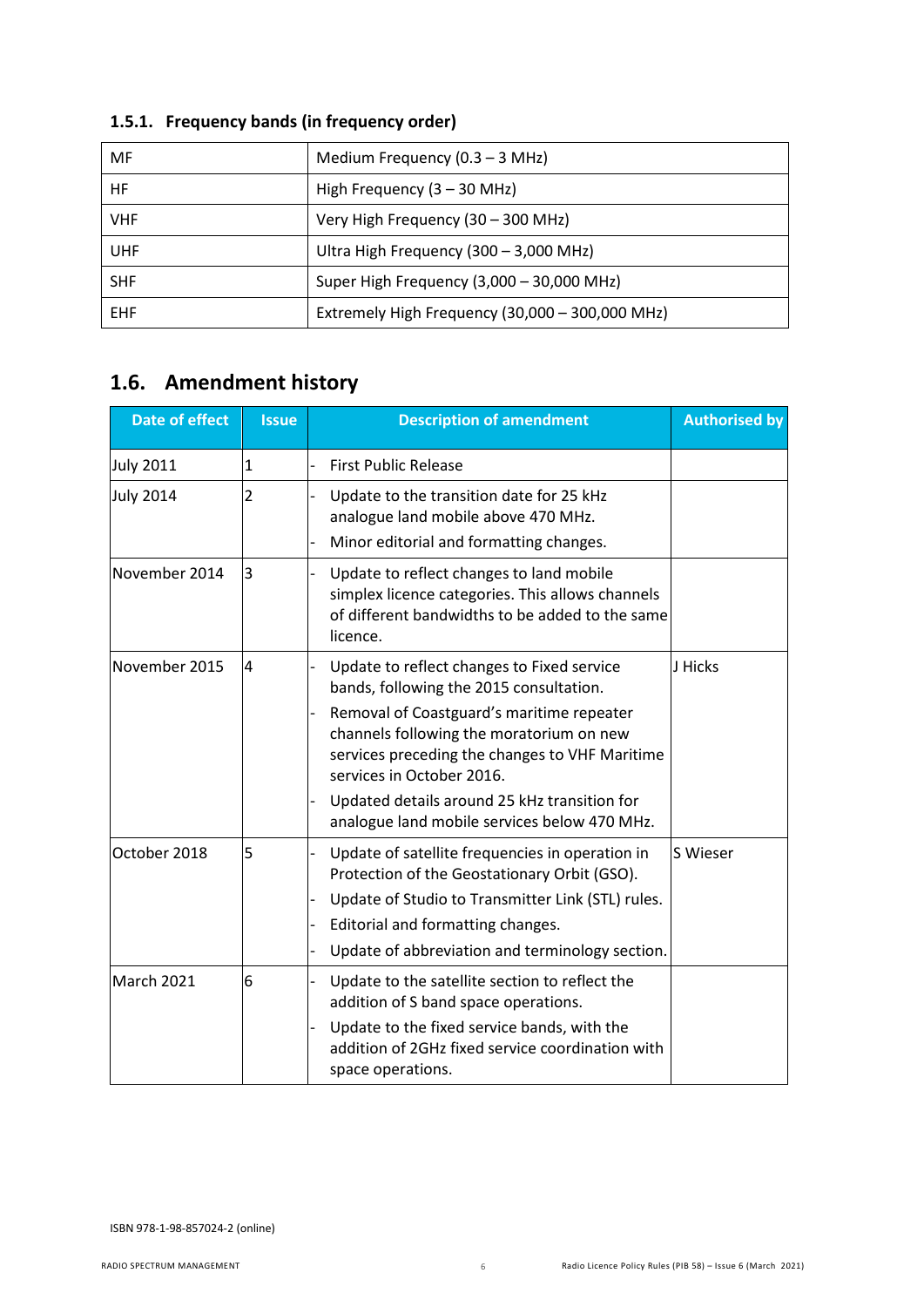### 1.5.1. Frequency bands (in frequency order)

| | |
|---|---|
| MF | Medium Frequency (0.3 – 3 MHz) |
| HF | High Frequency (3 – 30 MHz) |
| VHF | Very High Frequency (30 – 300 MHz) |
| UHF | Ultra High Frequency (300 – 3,000 MHz) |
| SHF | Super High Frequency (3,000 – 30,000 MHz) |
| EHF | Extremely High Frequency (30,000 – 300,000 MHz) |

## 1.6. Amendment history

| Date of effect | Issue | Description of amendment | Authorised by |
|---|---|---|---|
| July 2011 | 1 | - First Public Release | |
| July 2014 | 2 | - Update to the transition date for 25 kHz analogue land mobile above 470 MHz.<br>- Minor editorial and formatting changes. | |
| November 2014 | 3 | - Update to reflect changes to land mobile simplex licence categories. This allows channels of different bandwidths to be added to the same licence. | |
| November 2015 | 4 | - Update to reflect changes to Fixed service bands, following the 2015 consultation.<br>- Removal of Coastguard's maritime repeater channels following the moratorium on new services preceding the changes to VHF Maritime services in October 2016.<br>- Updated details around 25 kHz transition for analogue land mobile services below 470 MHz. | J Hicks |
| October 2018 | 5 | - Update of satellite frequencies in operation in Protection of the Geostationary Orbit (GSO).<br>- Update of Studio to Transmitter Link (STL) rules.<br>- Editorial and formatting changes.<br>- Update of abbreviation and terminology section. | S Wieser |
| March 2021 | 6 | - Update to the satellite section to reflect the addition of S band space operations.<br>- Update to the fixed service bands, with the addition of 2GHz fixed service coordination with space operations. | |

ISBN 978-1-98-857024-2 (online)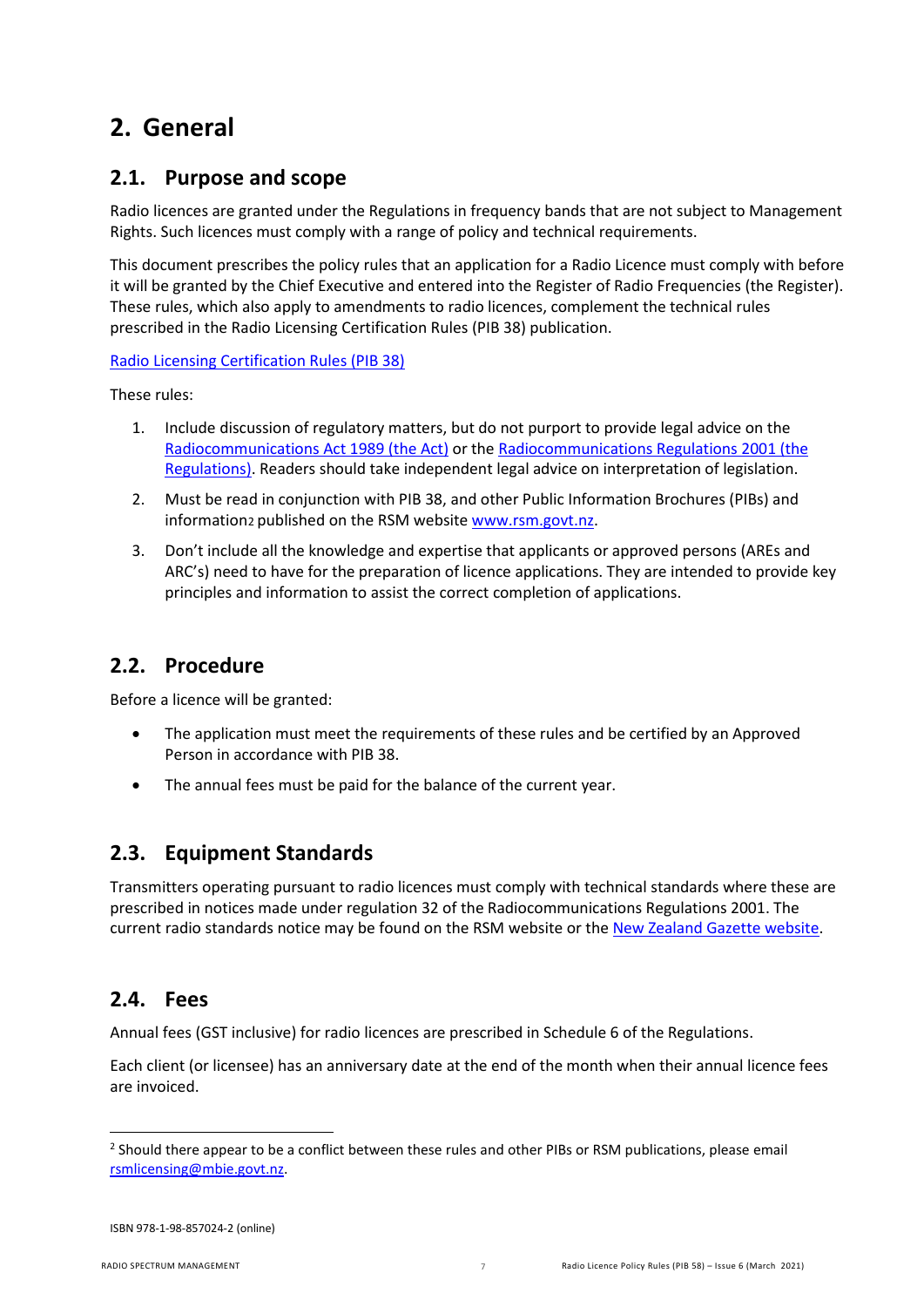# 2. General

## 2.1. Purpose and scope

Radio licences are granted under the Regulations in frequency bands that are not subject to Management Rights. Such licences must comply with a range of policy and technical requirements.

This document prescribes the policy rules that an application for a Radio Licence must comply with before it will be granted by the Chief Executive and entered into the Register of Radio Frequencies (the Register). These rules, which also apply to amendments to radio licences, complement the technical rules prescribed in the Radio Licensing Certification Rules (PIB 38) publication.

Radio Licensing Certification Rules (PIB 38)

These rules:

1. Include discussion of regulatory matters, but do not purport to provide legal advice on the Radiocommunications Act 1989 (the Act) or the Radiocommunications Regulations 2001 (the Regulations). Readers should take independent legal advice on interpretation of legislation.
2. Must be read in conjunction with PIB 38, and other Public Information Brochures (PIBs) and information[2] published on the RSM website www.rsm.govt.nz.
3. Don't include all the knowledge and expertise that applicants or approved persons (AREs and ARC's) need to have for the preparation of licence applications. They are intended to provide key principles and information to assist the correct completion of applications.

## 2.2. Procedure

Before a licence will be granted:

- The application must meet the requirements of these rules and be certified by an Approved Person in accordance with PIB 38.
- The annual fees must be paid for the balance of the current year.

## 2.3. Equipment Standards

Transmitters operating pursuant to radio licences must comply with technical standards where these are prescribed in notices made under regulation 32 of the Radiocommunications Regulations 2001. The current radio standards notice may be found on the RSM website or the New Zealand Gazette website.

## 2.4. Fees

Annual fees (GST inclusive) for radio licences are prescribed in Schedule 6 of the Regulations.

Each client (or licensee) has an anniversary date at the end of the month when their annual licence fees are invoiced.

[2] Should there appear to be a conflict between these rules and other PIBs or RSM publications, please email rsmlicensing@mbie.govt.nz.

ISBN 978-1-98-857024-2 (online)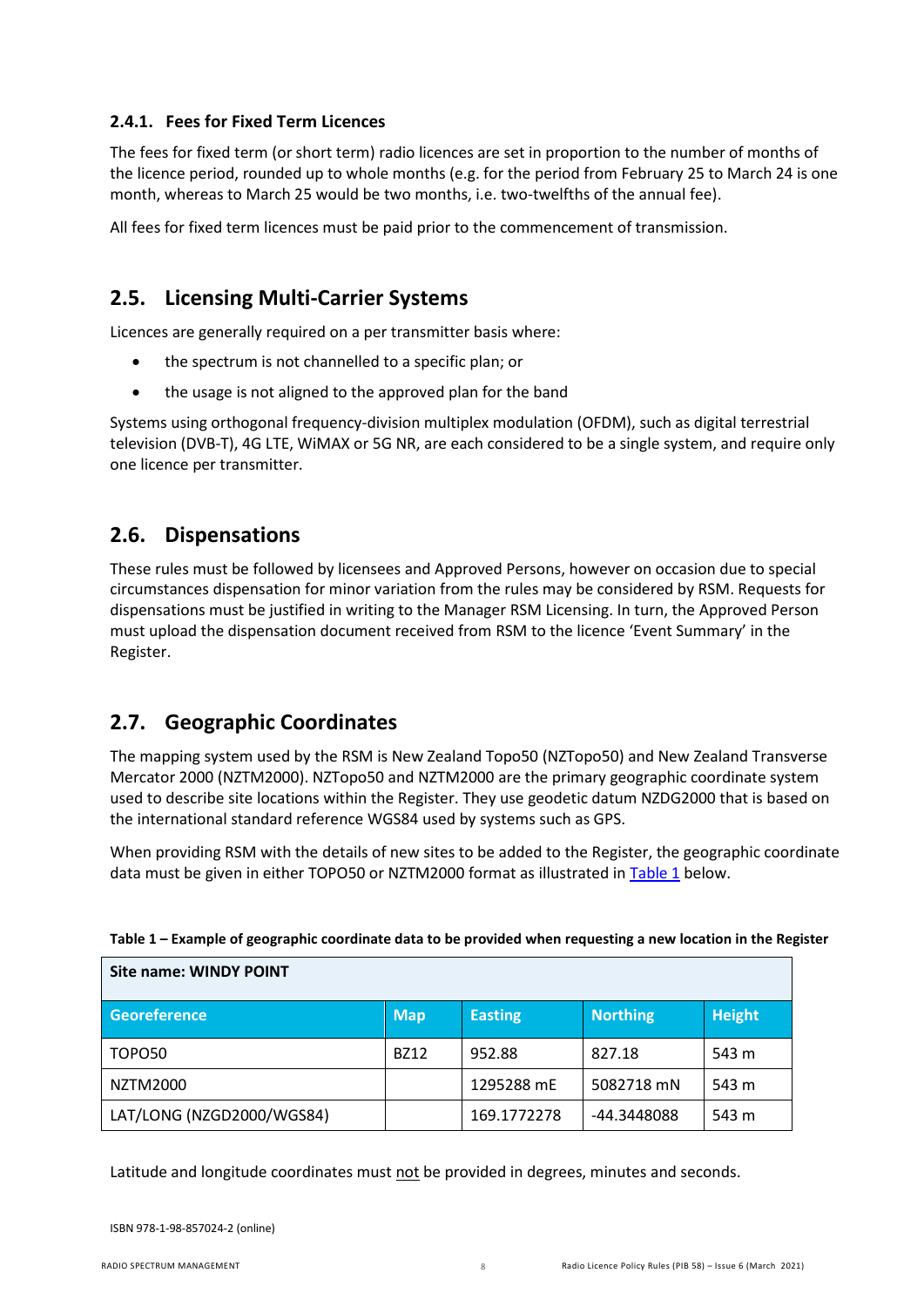### 2.4.1. Fees for Fixed Term Licences

The fees for fixed term (or short term) radio licences are set in proportion to the number of months of the licence period, rounded up to whole months (e.g. for the period from February 25 to March 24 is one month, whereas to March 25 would be two months, i.e. two-twelfths of the annual fee).

All fees for fixed term licences must be paid prior to the commencement of transmission.

## 2.5. Licensing Multi-Carrier Systems

Licences are generally required on a per transmitter basis where:

- the spectrum is not channelled to a specific plan; or
- the usage is not aligned to the approved plan for the band

Systems using orthogonal frequency-division multiplex modulation (OFDM), such as digital terrestrial television (DVB-T), 4G LTE, WiMAX or 5G NR, are each considered to be a single system, and require only one licence per transmitter.

## 2.6. Dispensations

These rules must be followed by licensees and Approved Persons, however on occasion due to special circumstances dispensation for minor variation from the rules may be considered by RSM. Requests for dispensations must be justified in writing to the Manager RSM Licensing. In turn, the Approved Person must upload the dispensation document received from RSM to the licence 'Event Summary' in the Register.

## 2.7. Geographic Coordinates

The mapping system used by the RSM is New Zealand Topo50 (NZTopo50) and New Zealand Transverse Mercator 2000 (NZTM2000). NZTopo50 and NZTM2000 are the primary geographic coordinate system used to describe site locations within the Register. They use geodetic datum NZDG2000 that is based on the international standard reference WGS84 used by systems such as GPS.

When providing RSM with the details of new sites to be added to the Register, the geographic coordinate data must be given in either TOPO50 or NZTM2000 format as illustrated in Table 1 below.

**Table 1 – Example of geographic coordinate data to be provided when requesting a new location in the Register**

| **Site name: WINDY POINT** | | | | |
|---|---|---|---|---|
| **Georeference** | **Map** | **Easting** | **Northing** | **Height** |
| TOPO50 | BZ12 | 952.88 | 827.18 | 543 m |
| NZTM2000 | | 1295288 mE | 5082718 mN | 543 m |
| LAT/LONG (NZGD2000/WGS84) | | 169.1772278 | -44.3448088 | 543 m |

Latitude and longitude coordinates must not be provided in degrees, minutes and seconds.

ISBN 978-1-98-857024-2 (online)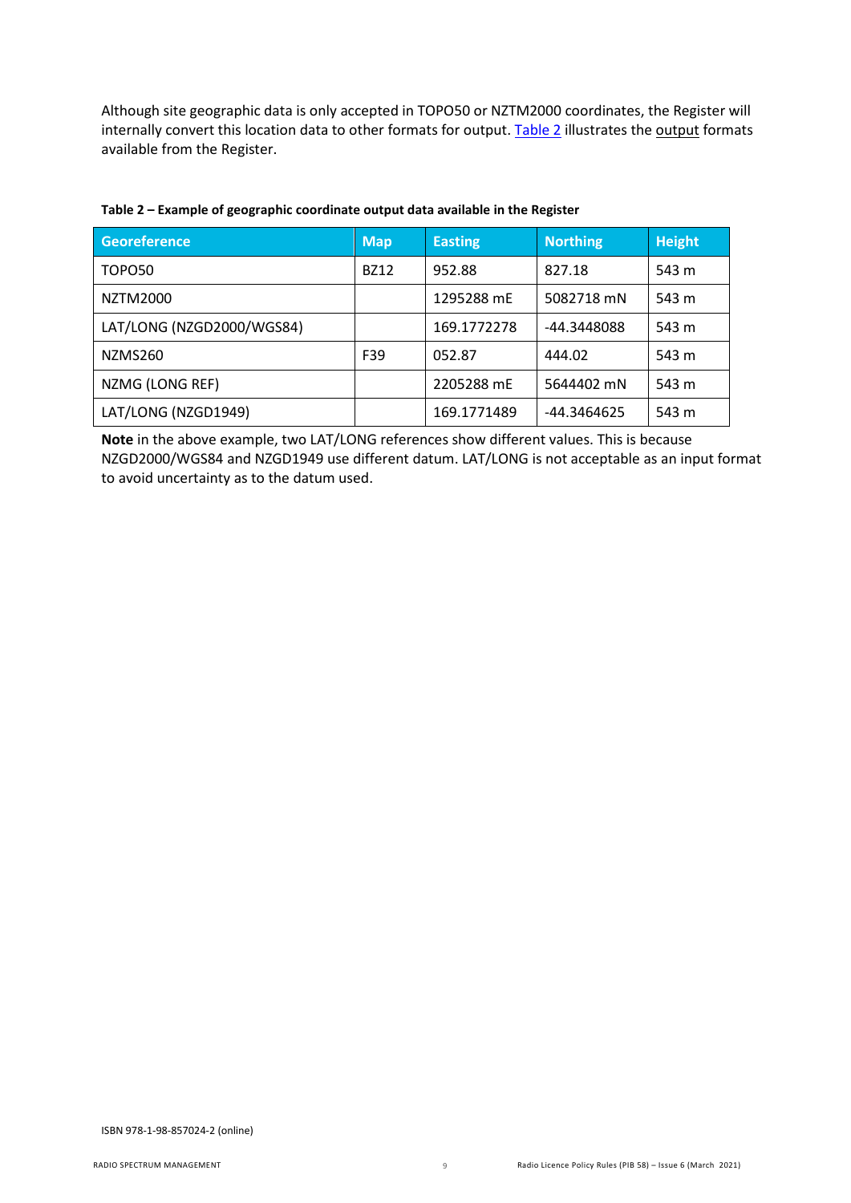Although site geographic data is only accepted in TOPO50 or NZTM2000 coordinates, the Register will internally convert this location data to other formats for output. Table 2 illustrates the output formats available from the Register.

**Table 2 – Example of geographic coordinate output data available in the Register**

| Georeference | Map | Easting | Northing | Height |
|---|---|---|---|---|
| TOPO50 | BZ12 | 952.88 | 827.18 | 543 m |
| NZTM2000 | | 1295288 mE | 5082718 mN | 543 m |
| LAT/LONG (NZGD2000/WGS84) | | 169.1772278 | -44.3448088 | 543 m |
| NZMS260 | F39 | 052.87 | 444.02 | 543 m |
| NZMG (LONG REF) | | 2205288 mE | 5644402 mN | 543 m |
| LAT/LONG (NZGD1949) | | 169.1771489 | -44.3464625 | 543 m |

**Note** in the above example, two LAT/LONG references show different values. This is because NZGD2000/WGS84 and NZGD1949 use different datum. LAT/LONG is not acceptable as an input format to avoid uncertainty as to the datum used.

ISBN 978-1-98-857024-2 (online)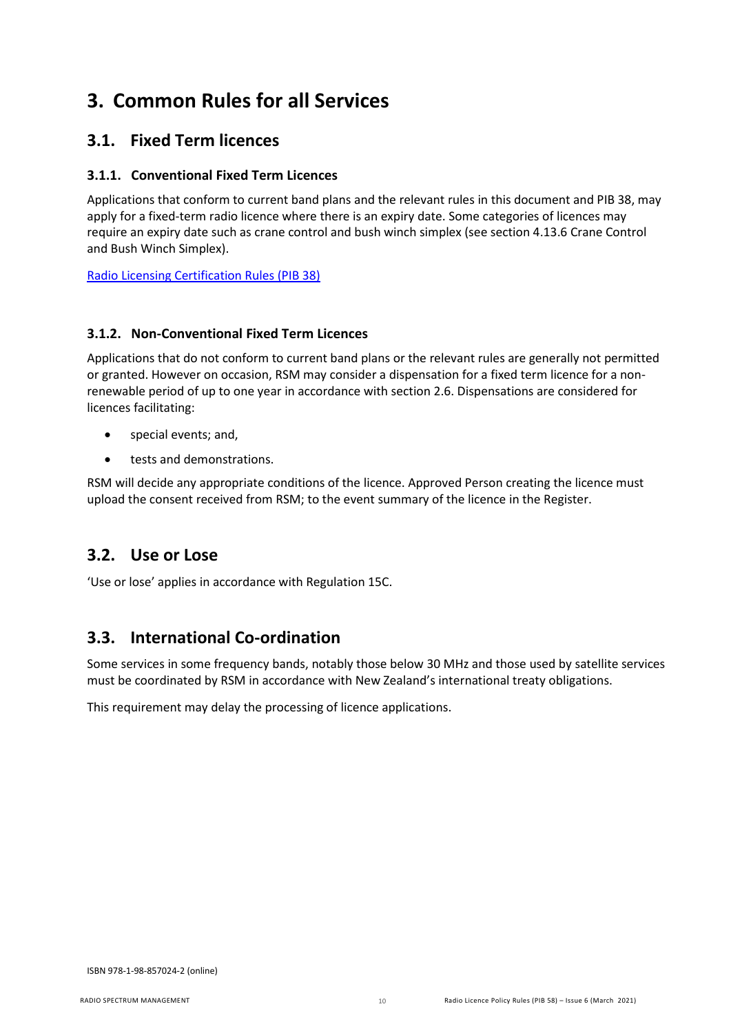# 3. Common Rules for all Services

## 3.1. Fixed Term licences

### 3.1.1. Conventional Fixed Term Licences

Applications that conform to current band plans and the relevant rules in this document and PIB 38, may apply for a fixed-term radio licence where there is an expiry date. Some categories of licences may require an expiry date such as crane control and bush winch simplex (see section 4.13.6 Crane Control and Bush Winch Simplex).

[Radio Licensing Certification Rules (PIB 38)]

### 3.1.2. Non-Conventional Fixed Term Licences

Applications that do not conform to current band plans or the relevant rules are generally not permitted or granted. However on occasion, RSM may consider a dispensation for a fixed term licence for a non-renewable period of up to one year in accordance with section 2.6. Dispensations are considered for licences facilitating:

- special events; and,
- tests and demonstrations.

RSM will decide any appropriate conditions of the licence. Approved Person creating the licence must upload the consent received from RSM; to the event summary of the licence in the Register.

## 3.2. Use or Lose

'Use or lose' applies in accordance with Regulation 15C.

## 3.3. International Co-ordination

Some services in some frequency bands, notably those below 30 MHz and those used by satellite services must be coordinated by RSM in accordance with New Zealand's international treaty obligations.

This requirement may delay the processing of licence applications.

ISBN 978-1-98-857024-2 (online)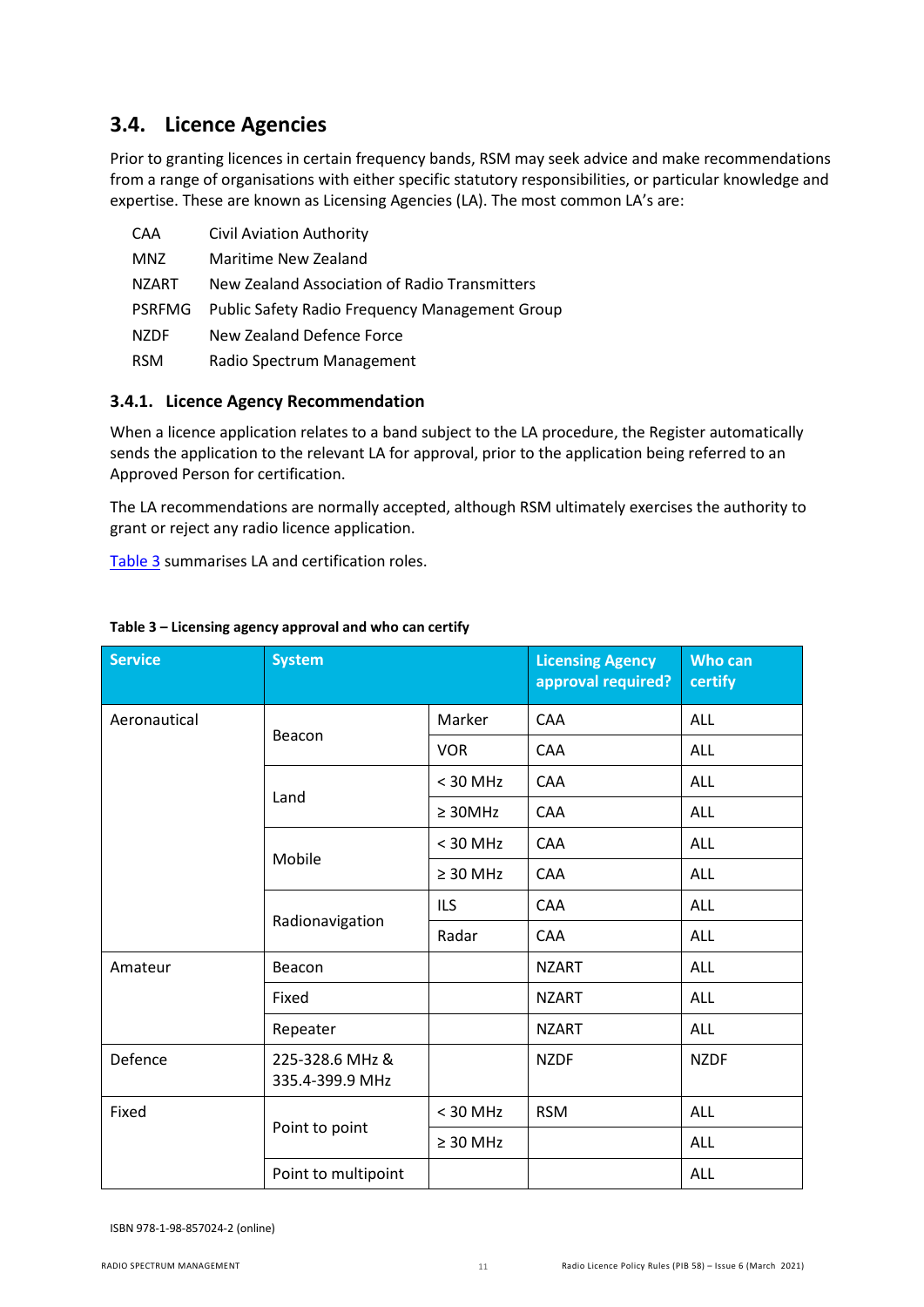## 3.4. Licence Agencies

Prior to granting licences in certain frequency bands, RSM may seek advice and make recommendations from a range of organisations with either specific statutory responsibilities, or particular knowledge and expertise. These are known as Licensing Agencies (LA). The most common LA's are:

| | |
|---|---|
| CAA | Civil Aviation Authority |
| MNZ | Maritime New Zealand |
| NZART | New Zealand Association of Radio Transmitters |
| PSRFMG | Public Safety Radio Frequency Management Group |
| NZDF | New Zealand Defence Force |
| RSM | Radio Spectrum Management |

### 3.4.1. Licence Agency Recommendation

When a licence application relates to a band subject to the LA procedure, the Register automatically sends the application to the relevant LA for approval, prior to the application being referred to an Approved Person for certification.

The LA recommendations are normally accepted, although RSM ultimately exercises the authority to grant or reject any radio licence application.

Table 3 summarises LA and certification roles.

**Table 3 – Licensing agency approval and who can certify**

| Service | System | | Licensing Agency approval required? | Who can certify |
|---|---|---|---|---|
| Aeronautical | Beacon | Marker | CAA | ALL |
| | | VOR | CAA | ALL |
| | Land | < 30 MHz | CAA | ALL |
| | | ≥ 30MHz | CAA | ALL |
| | Mobile | < 30 MHz | CAA | ALL |
| | | ≥ 30 MHz | CAA | ALL |
| | Radionavigation | ILS | CAA | ALL |
| | | Radar | CAA | ALL |
| Amateur | Beacon | | NZART | ALL |
| | Fixed | | NZART | ALL |
| | Repeater | | NZART | ALL |
| Defence | 225-328.6 MHz & 335.4-399.9 MHz | | NZDF | NZDF |
| Fixed | Point to point | < 30 MHz | RSM | ALL |
| | | ≥ 30 MHz | | ALL |
| | Point to multipoint | | | ALL |

ISBN 978-1-98-857024-2 (online)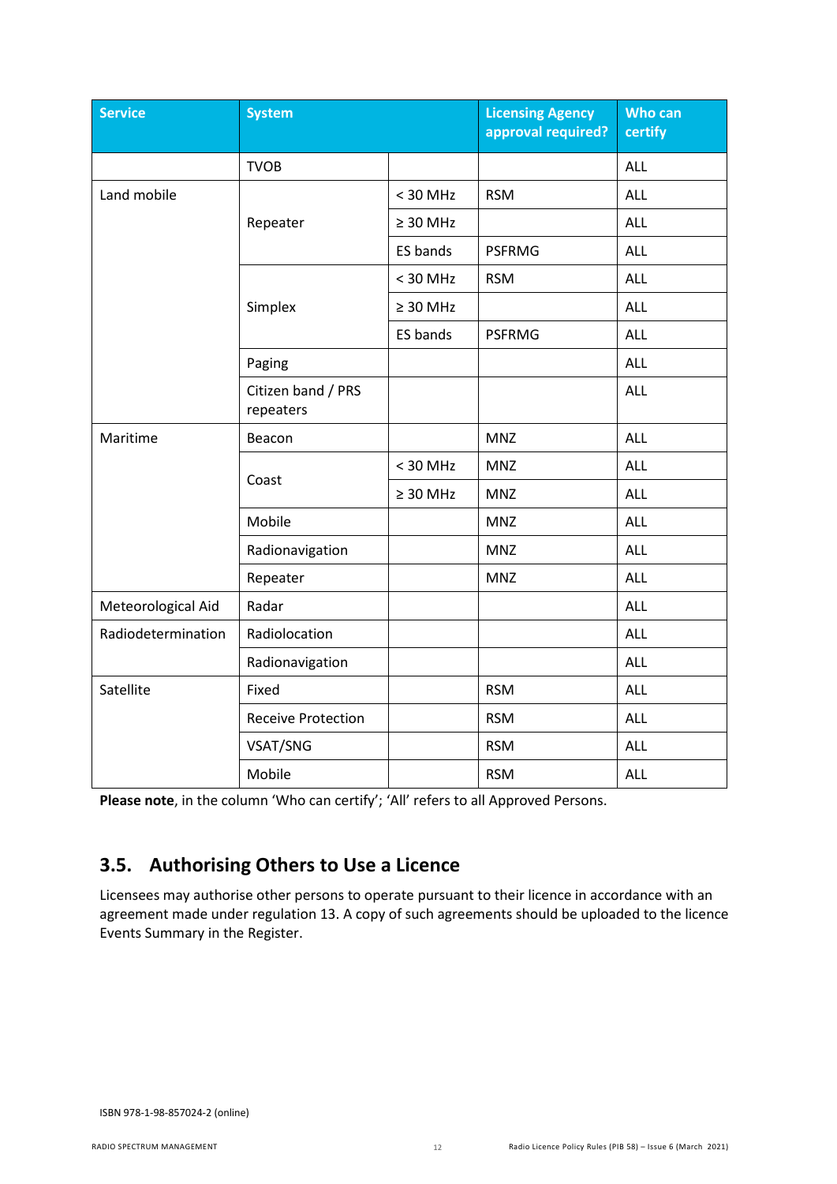| Service | System | | Licensing Agency approval required? | Who can certify |
|---|---|---|---|---|
| | TVOB | | | ALL |
| Land mobile | Repeater | < 30 MHz | RSM | ALL |
| | | ≥ 30 MHz | | ALL |
| | | ES bands | PSFRMG | ALL |
| | Simplex | < 30 MHz | RSM | ALL |
| | | ≥ 30 MHz | | ALL |
| | | ES bands | PSFRMG | ALL |
| | Paging | | | ALL |
| | Citizen band / PRS repeaters | | | ALL |
| Maritime | Beacon | | MNZ | ALL |
| | Coast | < 30 MHz | MNZ | ALL |
| | | ≥ 30 MHz | MNZ | ALL |
| | Mobile | | MNZ | ALL |
| | Radionavigation | | MNZ | ALL |
| | Repeater | | MNZ | ALL |
| Meteorological Aid | Radar | | | ALL |
| Radiodetermination | Radiolocation | | | ALL |
| | Radionavigation | | | ALL |
| Satellite | Fixed | | RSM | ALL |
| | Receive Protection | | RSM | ALL |
| | VSAT/SNG | | RSM | ALL |
| | Mobile | | RSM | ALL |

**Please note**, in the column 'Who can certify'; 'All' refers to all Approved Persons.

## 3.5. Authorising Others to Use a Licence

Licensees may authorise other persons to operate pursuant to their licence in accordance with an agreement made under regulation 13. A copy of such agreements should be uploaded to the licence Events Summary in the Register.

ISBN 978-1-98-857024-2 (online)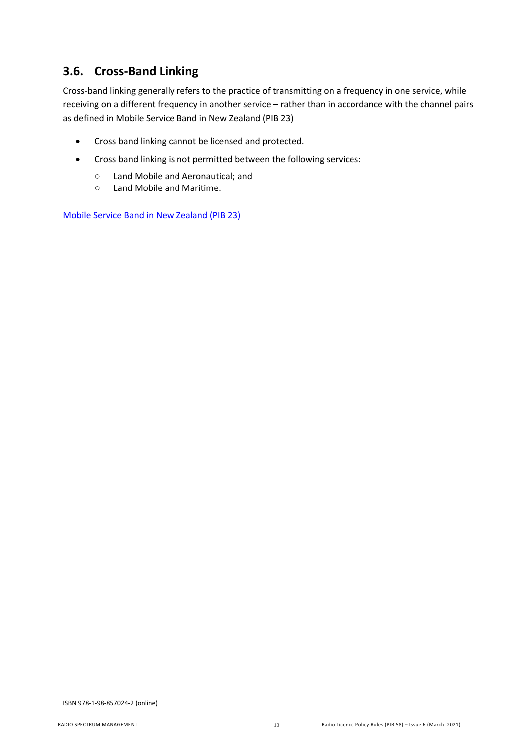## 3.6. Cross-Band Linking

Cross-band linking generally refers to the practice of transmitting on a frequency in one service, while receiving on a different frequency in another service – rather than in accordance with the channel pairs as defined in Mobile Service Band in New Zealand (PIB 23)

- Cross band linking cannot be licensed and protected.
- Cross band linking is not permitted between the following services:
  - Land Mobile and Aeronautical; and
  - Land Mobile and Maritime.

Mobile Service Band in New Zealand (PIB 23)

ISBN 978-1-98-857024-2 (online)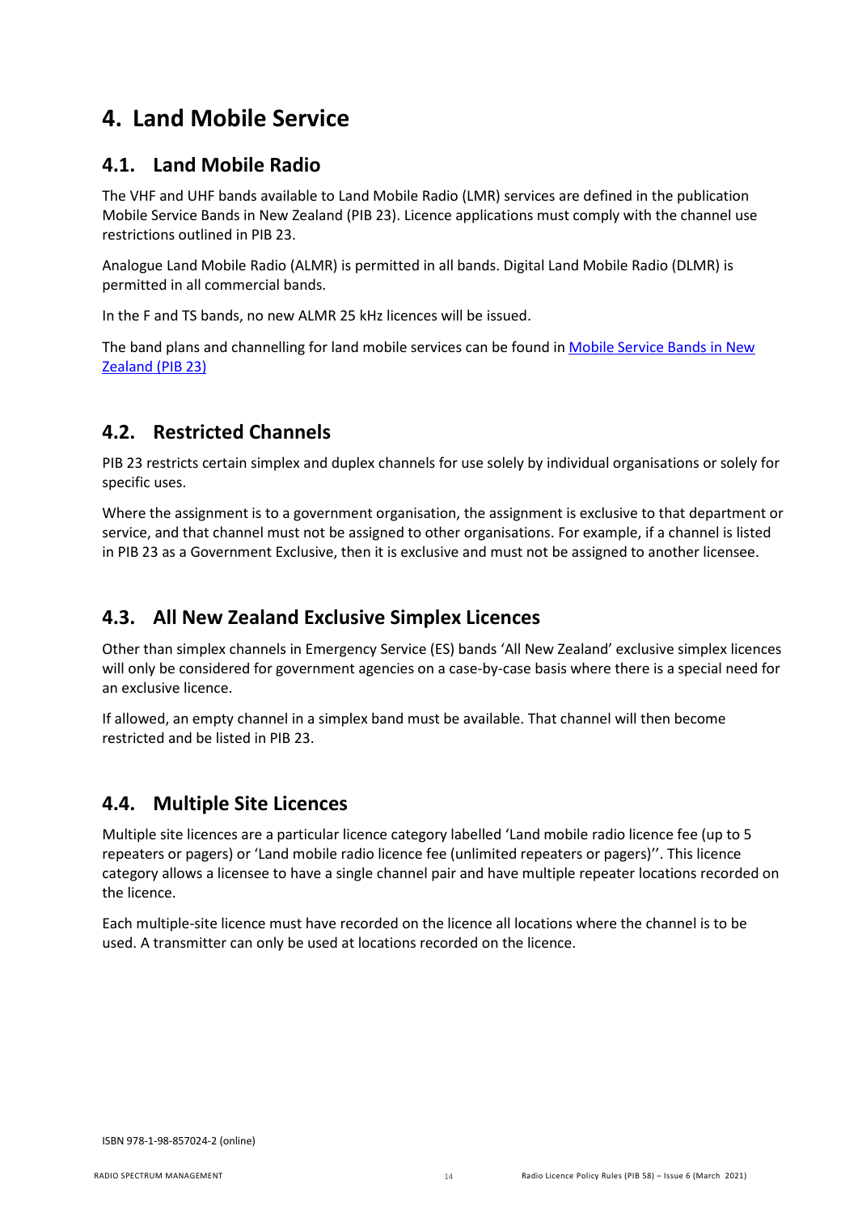# 4. Land Mobile Service

## 4.1. Land Mobile Radio

The VHF and UHF bands available to Land Mobile Radio (LMR) services are defined in the publication Mobile Service Bands in New Zealand (PIB 23). Licence applications must comply with the channel use restrictions outlined in PIB 23.

Analogue Land Mobile Radio (ALMR) is permitted in all bands. Digital Land Mobile Radio (DLMR) is permitted in all commercial bands.

In the F and TS bands, no new ALMR 25 kHz licences will be issued.

The band plans and channelling for land mobile services can be found in Mobile Service Bands in New Zealand (PIB 23)

## 4.2. Restricted Channels

PIB 23 restricts certain simplex and duplex channels for use solely by individual organisations or solely for specific uses.

Where the assignment is to a government organisation, the assignment is exclusive to that department or service, and that channel must not be assigned to other organisations. For example, if a channel is listed in PIB 23 as a Government Exclusive, then it is exclusive and must not be assigned to another licensee.

## 4.3. All New Zealand Exclusive Simplex Licences

Other than simplex channels in Emergency Service (ES) bands 'All New Zealand' exclusive simplex licences will only be considered for government agencies on a case-by-case basis where there is a special need for an exclusive licence.

If allowed, an empty channel in a simplex band must be available. That channel will then become restricted and be listed in PIB 23.

## 4.4. Multiple Site Licences

Multiple site licences are a particular licence category labelled 'Land mobile radio licence fee (up to 5 repeaters or pagers) or 'Land mobile radio licence fee (unlimited repeaters or pagers)''. This licence category allows a licensee to have a single channel pair and have multiple repeater locations recorded on the licence.

Each multiple-site licence must have recorded on the licence all locations where the channel is to be used. A transmitter can only be used at locations recorded on the licence.

ISBN 978-1-98-857024-2 (online)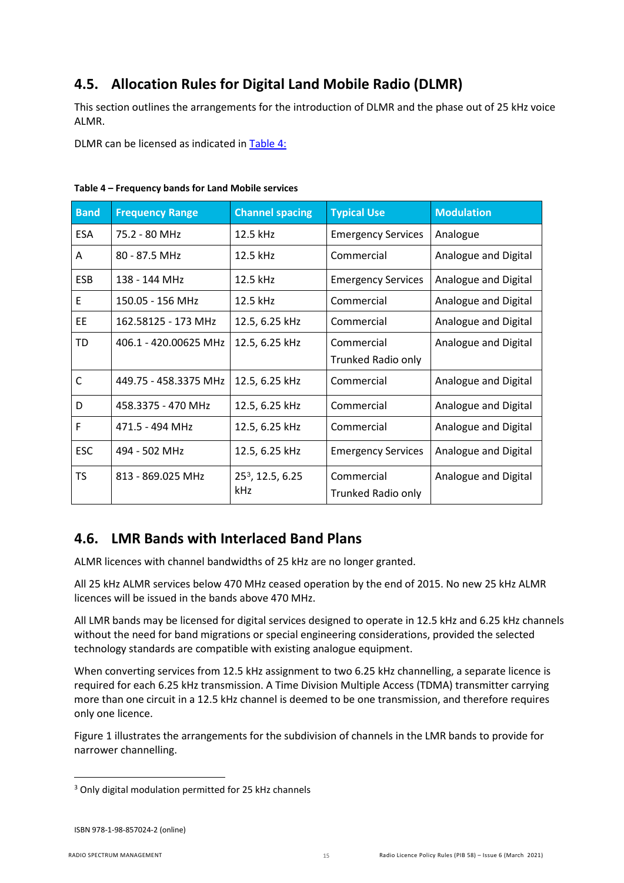## 4.5. Allocation Rules for Digital Land Mobile Radio (DLMR)

This section outlines the arrangements for the introduction of DLMR and the phase out of 25 kHz voice ALMR.

DLMR can be licensed as indicated in Table 4:

**Table 4 – Frequency bands for Land Mobile services**

| Band | Frequency Range | Channel spacing | Typical Use | Modulation |
|---|---|---|---|---|
| ESA | 75.2 - 80 MHz | 12.5 kHz | Emergency Services | Analogue |
| A | 80 - 87.5 MHz | 12.5 kHz | Commercial | Analogue and Digital |
| ESB | 138 - 144 MHz | 12.5 kHz | Emergency Services | Analogue and Digital |
| E | 150.05 - 156 MHz | 12.5 kHz | Commercial | Analogue and Digital |
| EE | 162.58125 - 173 MHz | 12.5, 6.25 kHz | Commercial | Analogue and Digital |
| TD | 406.1 - 420.00625 MHz | 12.5, 6.25 kHz | Commercial Trunked Radio only | Analogue and Digital |
| C | 449.75 - 458.3375 MHz | 12.5, 6.25 kHz | Commercial | Analogue and Digital |
| D | 458.3375 - 470 MHz | 12.5, 6.25 kHz | Commercial | Analogue and Digital |
| F | 471.5 - 494 MHz | 12.5, 6.25 kHz | Commercial | Analogue and Digital |
| ESC | 494 - 502 MHz | 12.5, 6.25 kHz | Emergency Services | Analogue and Digital |
| TS | 813 - 869.025 MHz | 25[3], 12.5, 6.25 kHz | Commercial Trunked Radio only | Analogue and Digital |

## 4.6. LMR Bands with Interlaced Band Plans

ALMR licences with channel bandwidths of 25 kHz are no longer granted.

All 25 kHz ALMR services below 470 MHz ceased operation by the end of 2015. No new 25 kHz ALMR licences will be issued in the bands above 470 MHz.

All LMR bands may be licensed for digital services designed to operate in 12.5 kHz and 6.25 kHz channels without the need for band migrations or special engineering considerations, provided the selected technology standards are compatible with existing analogue equipment.

When converting services from 12.5 kHz assignment to two 6.25 kHz channelling, a separate licence is required for each 6.25 kHz transmission. A Time Division Multiple Access (TDMA) transmitter carrying more than one circuit in a 12.5 kHz channel is deemed to be one transmission, and therefore requires only one licence.

Figure 1 illustrates the arrangements for the subdivision of channels in the LMR bands to provide for narrower channelling.

[3] Only digital modulation permitted for 25 kHz channels

ISBN 978-1-98-857024-2 (online)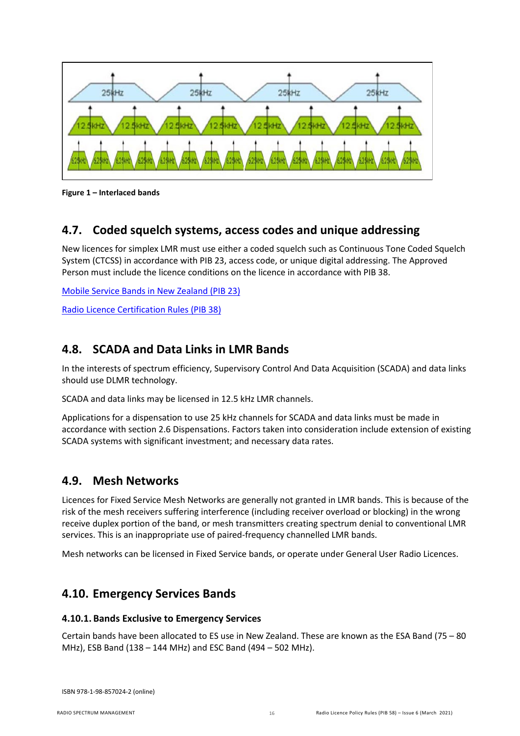**Figure 1 – Interlaced bands**

## 4.7. Coded squelch systems, access codes and unique addressing

New licences for simplex LMR must use either a coded squelch such as Continuous Tone Coded Squelch System (CTCSS) in accordance with PIB 23, access code, or unique digital addressing. The Approved Person must include the licence conditions on the licence in accordance with PIB 38.

[Mobile Service Bands in New Zealand (PIB 23)](#)

[Radio Licence Certification Rules (PIB 38)](#)

## 4.8. SCADA and Data Links in LMR Bands

In the interests of spectrum efficiency, Supervisory Control And Data Acquisition (SCADA) and data links should use DLMR technology.

SCADA and data links may be licensed in 12.5 kHz LMR channels.

Applications for a dispensation to use 25 kHz channels for SCADA and data links must be made in accordance with section 2.6 Dispensations. Factors taken into consideration include extension of existing SCADA systems with significant investment; and necessary data rates.

## 4.9. Mesh Networks

Licences for Fixed Service Mesh Networks are generally not granted in LMR bands. This is because of the risk of the mesh receivers suffering interference (including receiver overload or blocking) in the wrong receive duplex portion of the band, or mesh transmitters creating spectrum denial to conventional LMR services. This is an inappropriate use of paired-frequency channelled LMR bands.

Mesh networks can be licensed in Fixed Service bands, or operate under General User Radio Licences.

## 4.10. Emergency Services Bands

### 4.10.1. Bands Exclusive to Emergency Services

Certain bands have been allocated to ES use in New Zealand. These are known as the ESA Band (75 – 80 MHz), ESB Band (138 – 144 MHz) and ESC Band (494 – 502 MHz).

ISBN 978-1-98-857024-2 (online)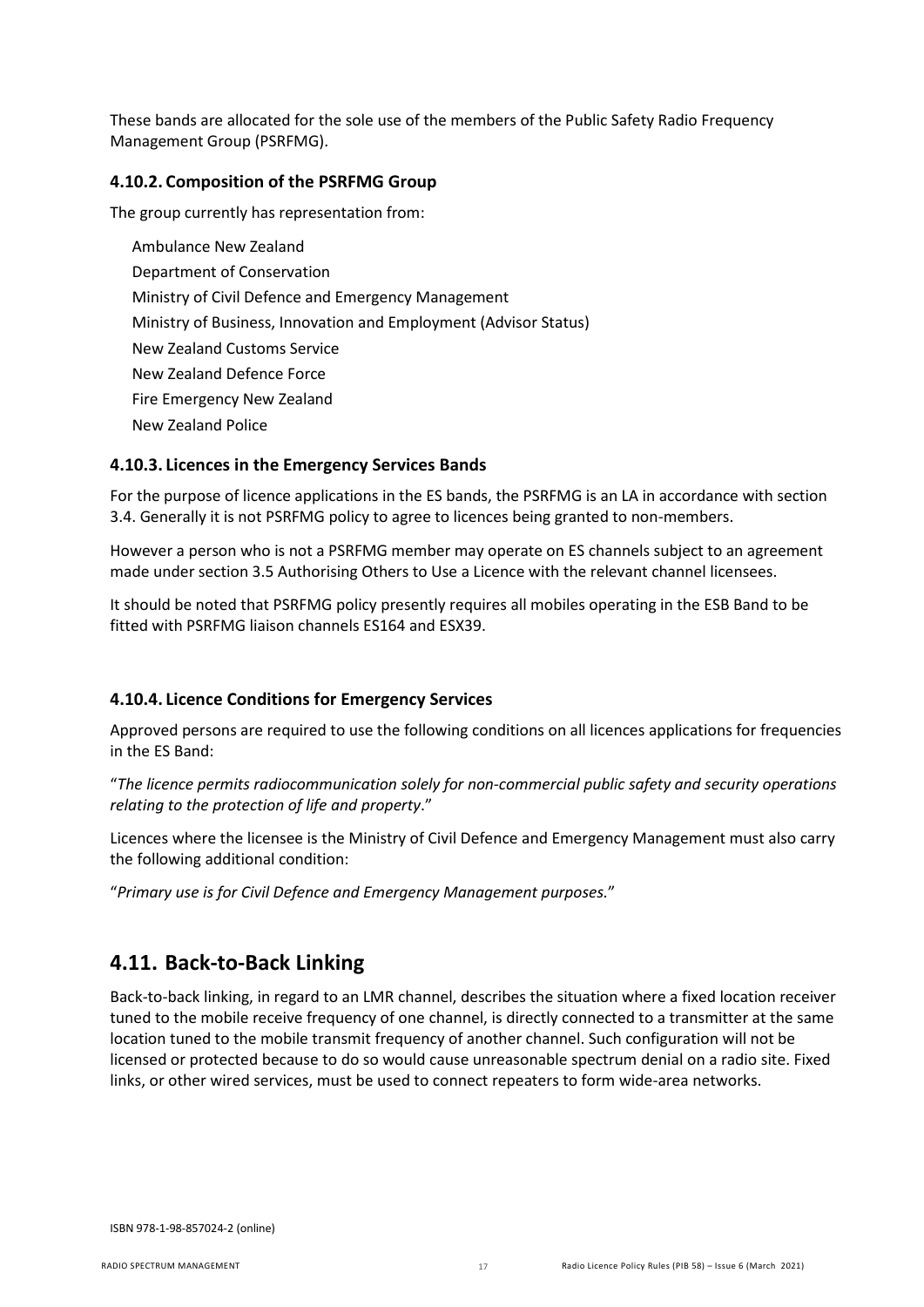These bands are allocated for the sole use of the members of the Public Safety Radio Frequency Management Group (PSRFMG).

### 4.10.2. Composition of the PSRFMG Group

The group currently has representation from:

Ambulance New Zealand
Department of Conservation
Ministry of Civil Defence and Emergency Management
Ministry of Business, Innovation and Employment (Advisor Status)
New Zealand Customs Service
New Zealand Defence Force
Fire Emergency New Zealand
New Zealand Police

### 4.10.3. Licences in the Emergency Services Bands

For the purpose of licence applications in the ES bands, the PSRFMG is an LA in accordance with section 3.4. Generally it is not PSRFMG policy to agree to licences being granted to non-members.

However a person who is not a PSRFMG member may operate on ES channels subject to an agreement made under section 3.5 Authorising Others to Use a Licence with the relevant channel licensees.

It should be noted that PSRFMG policy presently requires all mobiles operating in the ESB Band to be fitted with PSRFMG liaison channels ES164 and ESX39.

### 4.10.4. Licence Conditions for Emergency Services

Approved persons are required to use the following conditions on all licences applications for frequencies in the ES Band:

"*The licence permits radiocommunication solely for non-commercial public safety and security operations relating to the protection of life and property*."

Licences where the licensee is the Ministry of Civil Defence and Emergency Management must also carry the following additional condition:

"*Primary use is for Civil Defence and Emergency Management purposes.*"

## 4.11. Back-to-Back Linking

Back-to-back linking, in regard to an LMR channel, describes the situation where a fixed location receiver tuned to the mobile receive frequency of one channel, is directly connected to a transmitter at the same location tuned to the mobile transmit frequency of another channel. Such configuration will not be licensed or protected because to do so would cause unreasonable spectrum denial on a radio site. Fixed links, or other wired services, must be used to connect repeaters to form wide-area networks.

ISBN 978-1-98-857024-2 (online)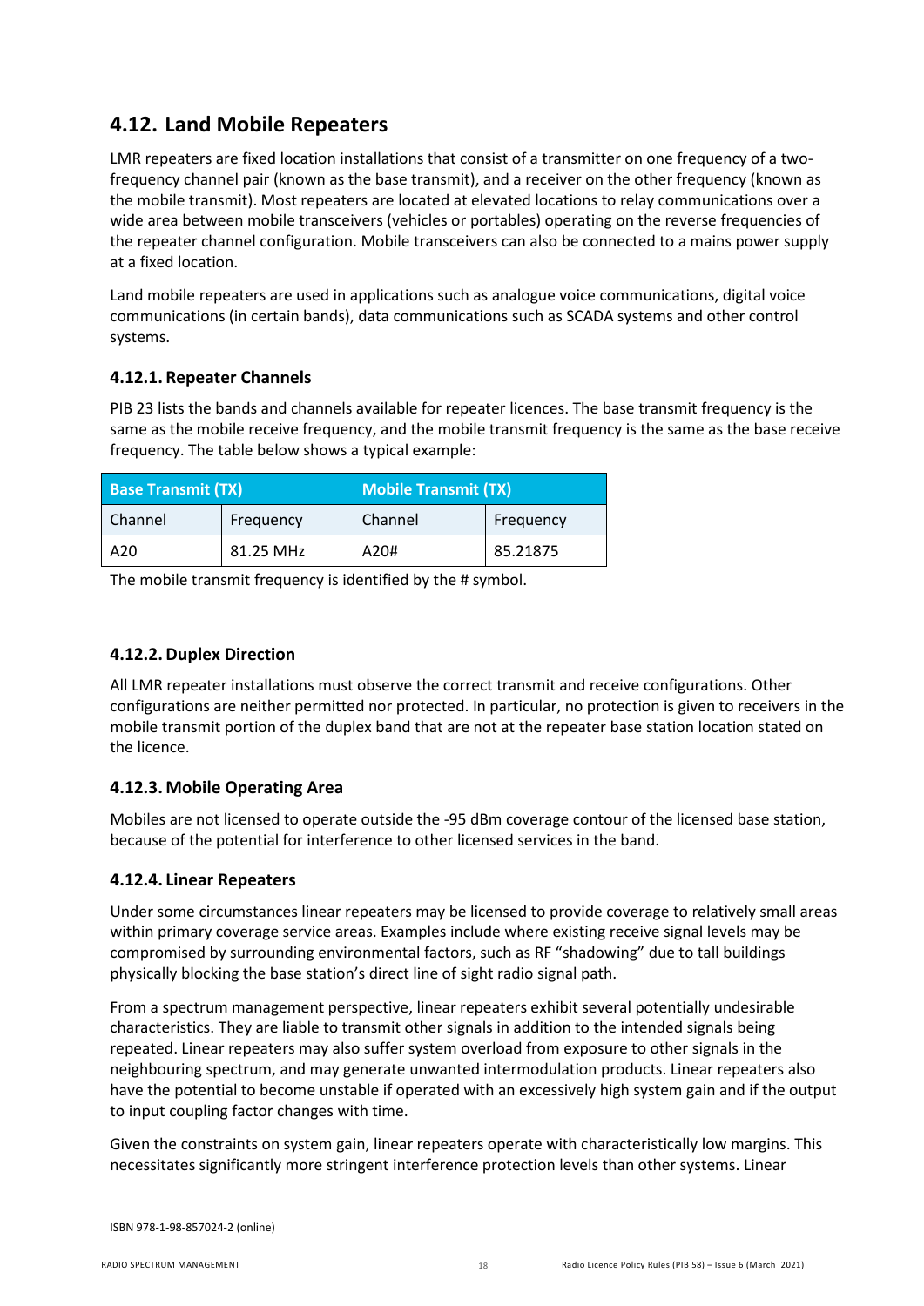## 4.12. Land Mobile Repeaters

LMR repeaters are fixed location installations that consist of a transmitter on one frequency of a two-frequency channel pair (known as the base transmit), and a receiver on the other frequency (known as the mobile transmit). Most repeaters are located at elevated locations to relay communications over a wide area between mobile transceivers (vehicles or portables) operating on the reverse frequencies of the repeater channel configuration. Mobile transceivers can also be connected to a mains power supply at a fixed location.

Land mobile repeaters are used in applications such as analogue voice communications, digital voice communications (in certain bands), data communications such as SCADA systems and other control systems.

### 4.12.1. Repeater Channels

PIB 23 lists the bands and channels available for repeater licences. The base transmit frequency is the same as the mobile receive frequency, and the mobile transmit frequency is the same as the base receive frequency. The table below shows a typical example:

| Base Transmit (TX) | | Mobile Transmit (TX) | |
|---|---|---|---|
| Channel | Frequency | Channel | Frequency |
| A20 | 81.25 MHz | A20# | 85.21875 |

The mobile transmit frequency is identified by the # symbol.

### 4.12.2. Duplex Direction

All LMR repeater installations must observe the correct transmit and receive configurations. Other configurations are neither permitted nor protected. In particular, no protection is given to receivers in the mobile transmit portion of the duplex band that are not at the repeater base station location stated on the licence.

### 4.12.3. Mobile Operating Area

Mobiles are not licensed to operate outside the -95 dBm coverage contour of the licensed base station, because of the potential for interference to other licensed services in the band.

### 4.12.4. Linear Repeaters

Under some circumstances linear repeaters may be licensed to provide coverage to relatively small areas within primary coverage service areas. Examples include where existing receive signal levels may be compromised by surrounding environmental factors, such as RF "shadowing" due to tall buildings physically blocking the base station's direct line of sight radio signal path.

From a spectrum management perspective, linear repeaters exhibit several potentially undesirable characteristics. They are liable to transmit other signals in addition to the intended signals being repeated. Linear repeaters may also suffer system overload from exposure to other signals in the neighbouring spectrum, and may generate unwanted intermodulation products. Linear repeaters also have the potential to become unstable if operated with an excessively high system gain and if the output to input coupling factor changes with time.

Given the constraints on system gain, linear repeaters operate with characteristically low margins. This necessitates significantly more stringent interference protection levels than other systems. Linear

ISBN 978-1-98-857024-2 (online)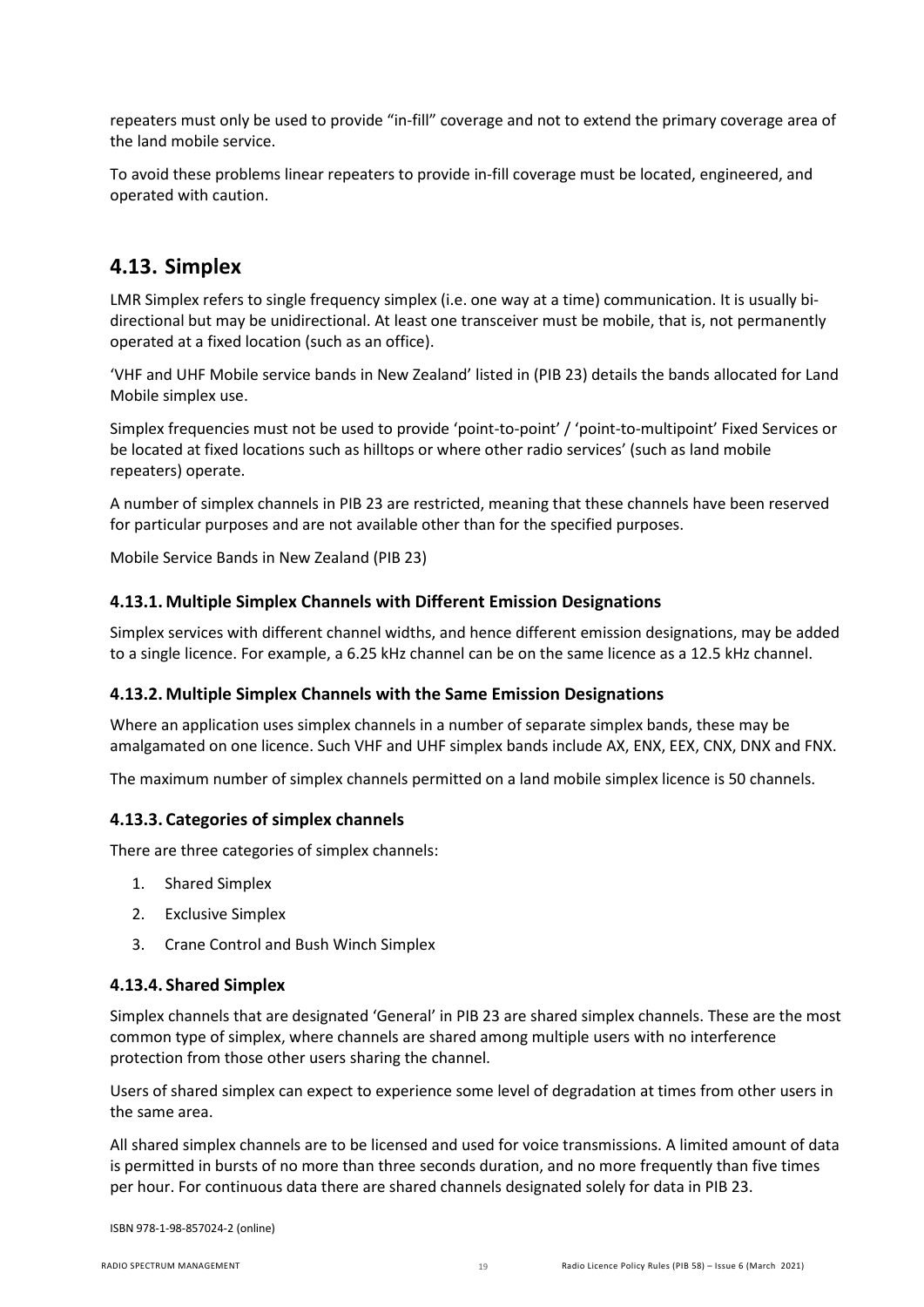repeaters must only be used to provide "in-fill" coverage and not to extend the primary coverage area of the land mobile service.

To avoid these problems linear repeaters to provide in-fill coverage must be located, engineered, and operated with caution.

## 4.13. Simplex

LMR Simplex refers to single frequency simplex (i.e. one way at a time) communication. It is usually bi-directional but may be unidirectional. At least one transceiver must be mobile, that is, not permanently operated at a fixed location (such as an office).

'VHF and UHF Mobile service bands in New Zealand' listed in (PIB 23) details the bands allocated for Land Mobile simplex use.

Simplex frequencies must not be used to provide 'point-to-point' / 'point-to-multipoint' Fixed Services or be located at fixed locations such as hilltops or where other radio services' (such as land mobile repeaters) operate.

A number of simplex channels in PIB 23 are restricted, meaning that these channels have been reserved for particular purposes and are not available other than for the specified purposes.

Mobile Service Bands in New Zealand (PIB 23)

### 4.13.1. Multiple Simplex Channels with Different Emission Designations

Simplex services with different channel widths, and hence different emission designations, may be added to a single licence. For example, a 6.25 kHz channel can be on the same licence as a 12.5 kHz channel.

### 4.13.2. Multiple Simplex Channels with the Same Emission Designations

Where an application uses simplex channels in a number of separate simplex bands, these may be amalgamated on one licence. Such VHF and UHF simplex bands include AX, ENX, EEX, CNX, DNX and FNX.

The maximum number of simplex channels permitted on a land mobile simplex licence is 50 channels.

### 4.13.3. Categories of simplex channels

There are three categories of simplex channels:

1. Shared Simplex
2. Exclusive Simplex
3. Crane Control and Bush Winch Simplex

### 4.13.4. Shared Simplex

Simplex channels that are designated 'General' in PIB 23 are shared simplex channels. These are the most common type of simplex, where channels are shared among multiple users with no interference protection from those other users sharing the channel.

Users of shared simplex can expect to experience some level of degradation at times from other users in the same area.

All shared simplex channels are to be licensed and used for voice transmissions. A limited amount of data is permitted in bursts of no more than three seconds duration, and no more frequently than five times per hour. For continuous data there are shared channels designated solely for data in PIB 23.

ISBN 978-1-98-857024-2 (online)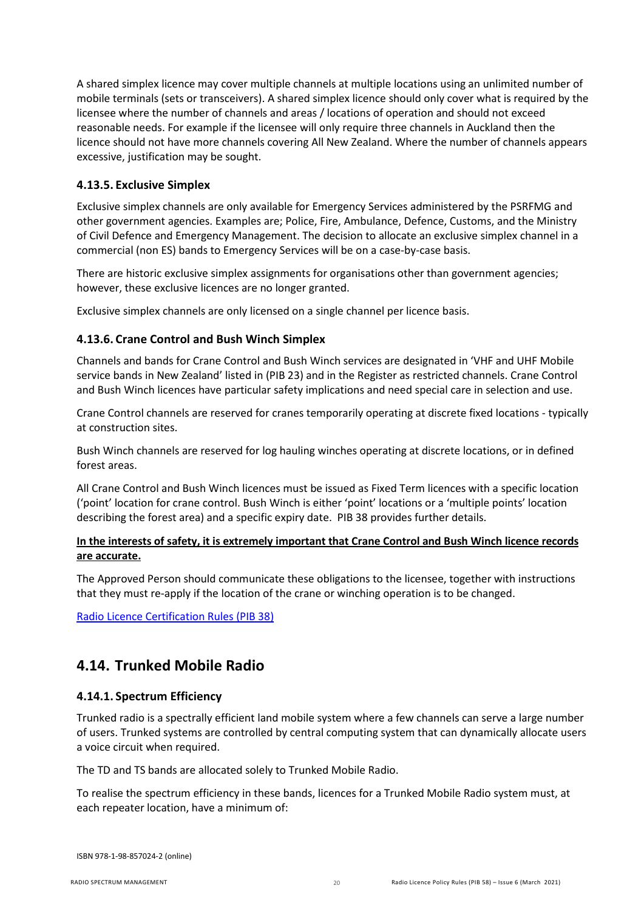A shared simplex licence may cover multiple channels at multiple locations using an unlimited number of mobile terminals (sets or transceivers). A shared simplex licence should only cover what is required by the licensee where the number of channels and areas / locations of operation and should not exceed reasonable needs. For example if the licensee will only require three channels in Auckland then the licence should not have more channels covering All New Zealand. Where the number of channels appears excessive, justification may be sought.

### 4.13.5. Exclusive Simplex

Exclusive simplex channels are only available for Emergency Services administered by the PSRFMG and other government agencies. Examples are; Police, Fire, Ambulance, Defence, Customs, and the Ministry of Civil Defence and Emergency Management. The decision to allocate an exclusive simplex channel in a commercial (non ES) bands to Emergency Services will be on a case-by-case basis.

There are historic exclusive simplex assignments for organisations other than government agencies; however, these exclusive licences are no longer granted.

Exclusive simplex channels are only licensed on a single channel per licence basis.

### 4.13.6. Crane Control and Bush Winch Simplex

Channels and bands for Crane Control and Bush Winch services are designated in 'VHF and UHF Mobile service bands in New Zealand' listed in (PIB 23) and in the Register as restricted channels. Crane Control and Bush Winch licences have particular safety implications and need special care in selection and use.

Crane Control channels are reserved for cranes temporarily operating at discrete fixed locations - typically at construction sites.

Bush Winch channels are reserved for log hauling winches operating at discrete locations, or in defined forest areas.

All Crane Control and Bush Winch licences must be issued as Fixed Term licences with a specific location ('point' location for crane control. Bush Winch is either 'point' locations or a 'multiple points' location describing the forest area) and a specific expiry date. PIB 38 provides further details.

**In the interests of safety, it is extremely important that Crane Control and Bush Winch licence records are accurate.**

The Approved Person should communicate these obligations to the licensee, together with instructions that they must re-apply if the location of the crane or winching operation is to be changed.

[Radio Licence Certification Rules (PIB 38)]

## 4.14. Trunked Mobile Radio

### 4.14.1. Spectrum Efficiency

Trunked radio is a spectrally efficient land mobile system where a few channels can serve a large number of users. Trunked systems are controlled by central computing system that can dynamically allocate users a voice circuit when required.

The TD and TS bands are allocated solely to Trunked Mobile Radio.

To realise the spectrum efficiency in these bands, licences for a Trunked Mobile Radio system must, at each repeater location, have a minimum of:

ISBN 978-1-98-857024-2 (online)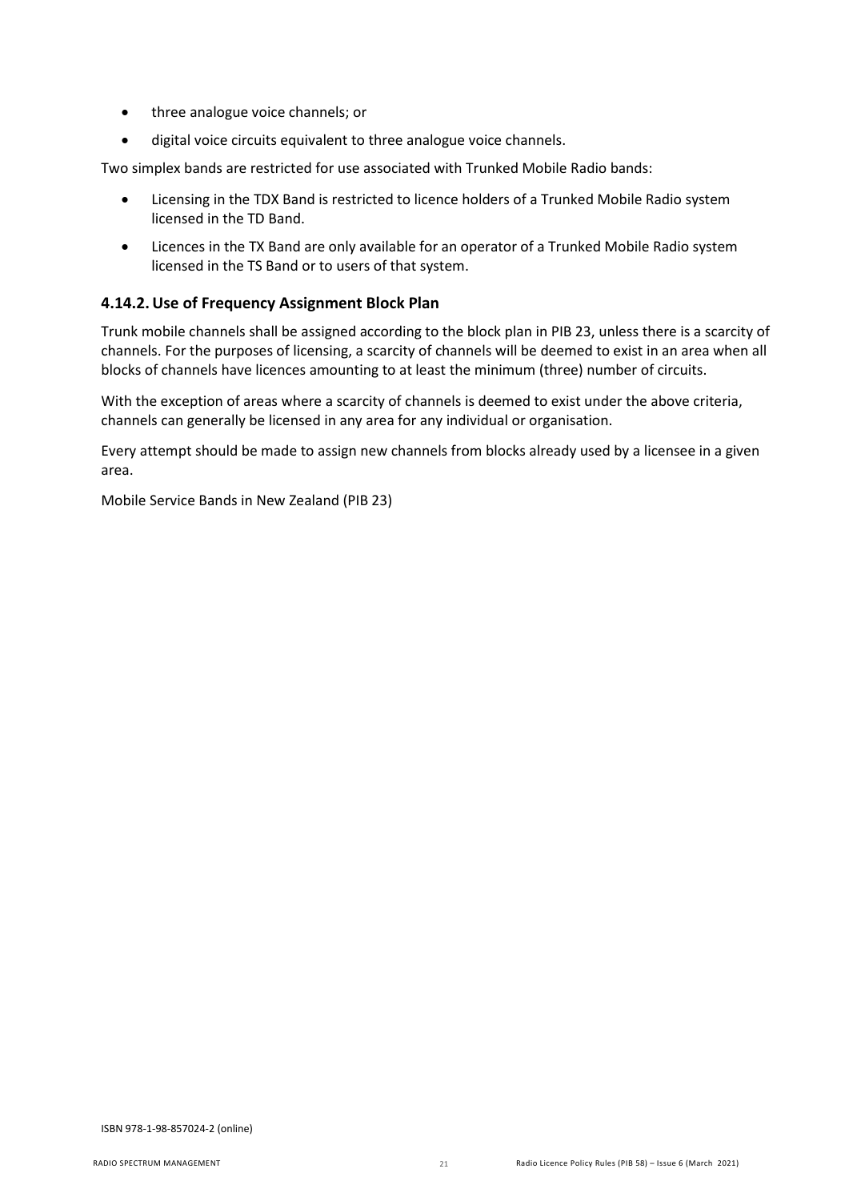- three analogue voice channels; or
- digital voice circuits equivalent to three analogue voice channels.

Two simplex bands are restricted for use associated with Trunked Mobile Radio bands:

- Licensing in the TDX Band is restricted to licence holders of a Trunked Mobile Radio system licensed in the TD Band.
- Licences in the TX Band are only available for an operator of a Trunked Mobile Radio system licensed in the TS Band or to users of that system.

### 4.14.2. Use of Frequency Assignment Block Plan

Trunk mobile channels shall be assigned according to the block plan in PIB 23, unless there is a scarcity of channels. For the purposes of licensing, a scarcity of channels will be deemed to exist in an area when all blocks of channels have licences amounting to at least the minimum (three) number of circuits.

With the exception of areas where a scarcity of channels is deemed to exist under the above criteria, channels can generally be licensed in any area for any individual or organisation.

Every attempt should be made to assign new channels from blocks already used by a licensee in a given area.

Mobile Service Bands in New Zealand (PIB 23)

ISBN 978-1-98-857024-2 (online)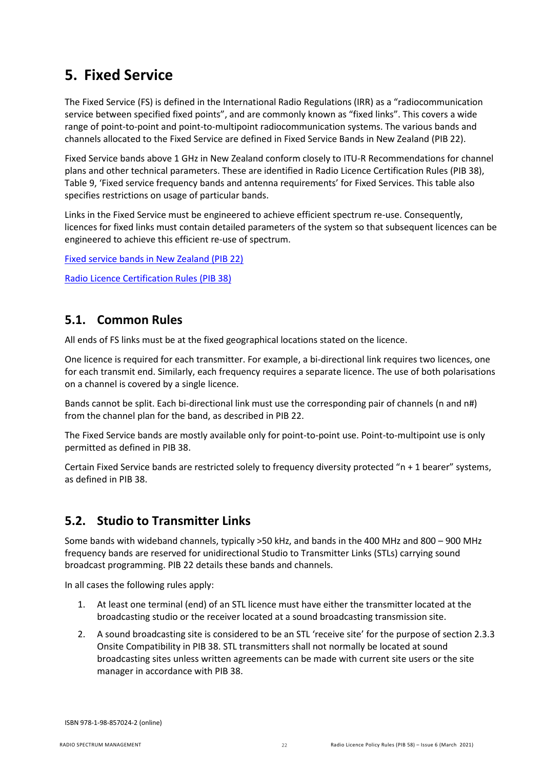# 5. Fixed Service

The Fixed Service (FS) is defined in the International Radio Regulations (IRR) as a "radiocommunication service between specified fixed points", and are commonly known as "fixed links". This covers a wide range of point-to-point and point-to-multipoint radiocommunication systems. The various bands and channels allocated to the Fixed Service are defined in Fixed Service Bands in New Zealand (PIB 22).

Fixed Service bands above 1 GHz in New Zealand conform closely to ITU-R Recommendations for channel plans and other technical parameters. These are identified in Radio Licence Certification Rules (PIB 38), Table 9, 'Fixed service frequency bands and antenna requirements' for Fixed Services. This table also specifies restrictions on usage of particular bands.

Links in the Fixed Service must be engineered to achieve efficient spectrum re-use. Consequently, licences for fixed links must contain detailed parameters of the system so that subsequent licences can be engineered to achieve this efficient re-use of spectrum.

Fixed service bands in New Zealand (PIB 22)

Radio Licence Certification Rules (PIB 38)

## 5.1. Common Rules

All ends of FS links must be at the fixed geographical locations stated on the licence.

One licence is required for each transmitter. For example, a bi-directional link requires two licences, one for each transmit end. Similarly, each frequency requires a separate licence. The use of both polarisations on a channel is covered by a single licence.

Bands cannot be split. Each bi-directional link must use the corresponding pair of channels (n and n#) from the channel plan for the band, as described in PIB 22.

The Fixed Service bands are mostly available only for point-to-point use. Point-to-multipoint use is only permitted as defined in PIB 38.

Certain Fixed Service bands are restricted solely to frequency diversity protected "n + 1 bearer" systems, as defined in PIB 38.

## 5.2. Studio to Transmitter Links

Some bands with wideband channels, typically >50 kHz, and bands in the 400 MHz and 800 – 900 MHz frequency bands are reserved for unidirectional Studio to Transmitter Links (STLs) carrying sound broadcast programming. PIB 22 details these bands and channels.

In all cases the following rules apply:

1. At least one terminal (end) of an STL licence must have either the transmitter located at the broadcasting studio or the receiver located at a sound broadcasting transmission site.
2. A sound broadcasting site is considered to be an STL 'receive site' for the purpose of section 2.3.3 Onsite Compatibility in PIB 38. STL transmitters shall not normally be located at sound broadcasting sites unless written agreements can be made with current site users or the site manager in accordance with PIB 38.

ISBN 978-1-98-857024-2 (online)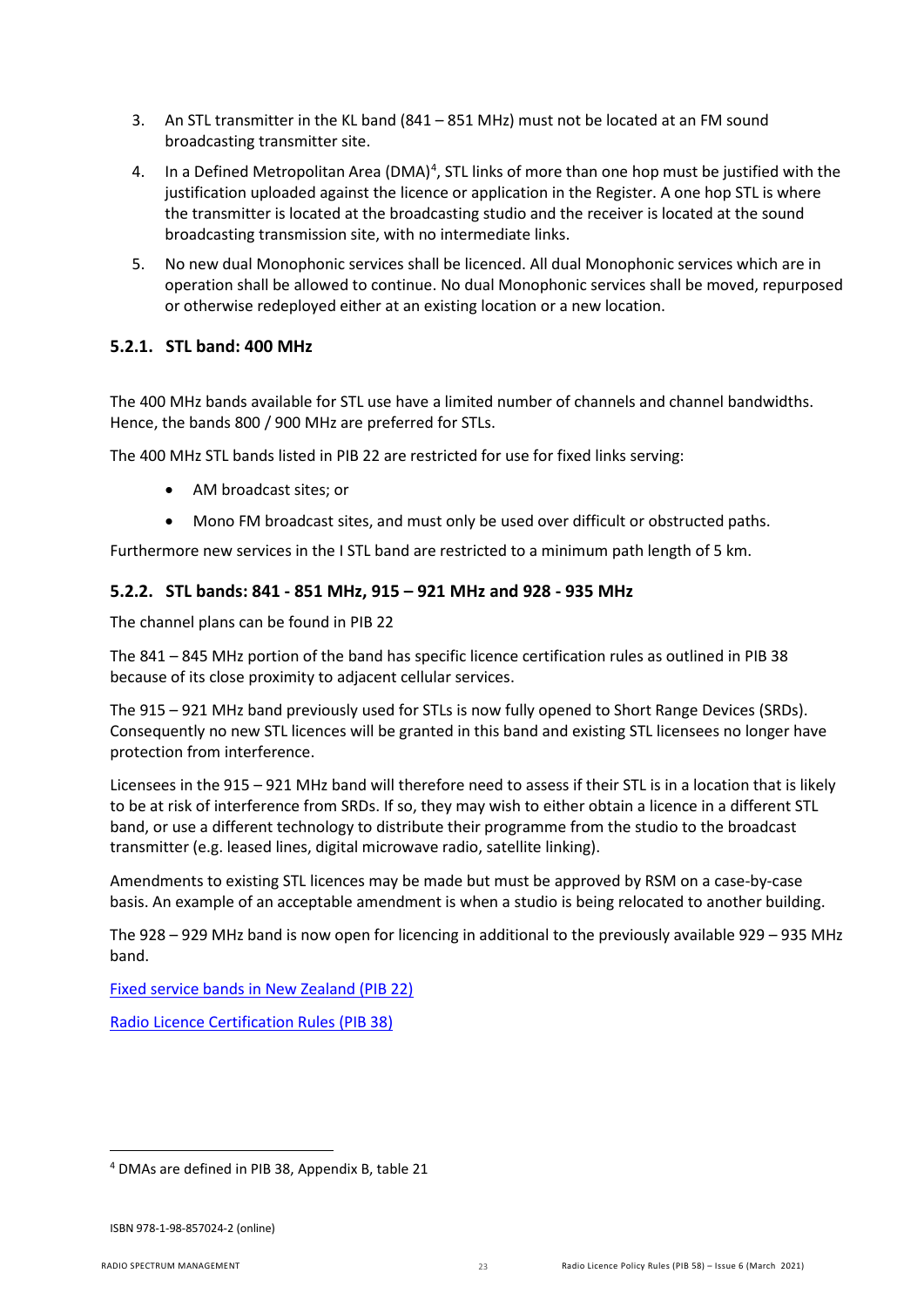3. An STL transmitter in the KL band (841 – 851 MHz) must not be located at an FM sound broadcasting transmitter site.
4. In a Defined Metropolitan Area (DMA)[4], STL links of more than one hop must be justified with the justification uploaded against the licence or application in the Register. A one hop STL is where the transmitter is located at the broadcasting studio and the receiver is located at the sound broadcasting transmission site, with no intermediate links.
5. No new dual Monophonic services shall be licenced. All dual Monophonic services which are in operation shall be allowed to continue. No dual Monophonic services shall be moved, repurposed or otherwise redeployed either at an existing location or a new location.

### 5.2.1. STL band: 400 MHz

The 400 MHz bands available for STL use have a limited number of channels and channel bandwidths. Hence, the bands 800 / 900 MHz are preferred for STLs.

The 400 MHz STL bands listed in PIB 22 are restricted for use for fixed links serving:

- AM broadcast sites; or
- Mono FM broadcast sites, and must only be used over difficult or obstructed paths.

Furthermore new services in the I STL band are restricted to a minimum path length of 5 km.

### 5.2.2. STL bands: 841 - 851 MHz, 915 – 921 MHz and 928 - 935 MHz

The channel plans can be found in PIB 22

The 841 – 845 MHz portion of the band has specific licence certification rules as outlined in PIB 38 because of its close proximity to adjacent cellular services.

The 915 – 921 MHz band previously used for STLs is now fully opened to Short Range Devices (SRDs). Consequently no new STL licences will be granted in this band and existing STL licensees no longer have protection from interference.

Licensees in the 915 – 921 MHz band will therefore need to assess if their STL is in a location that is likely to be at risk of interference from SRDs. If so, they may wish to either obtain a licence in a different STL band, or use a different technology to distribute their programme from the studio to the broadcast transmitter (e.g. leased lines, digital microwave radio, satellite linking).

Amendments to existing STL licences may be made but must be approved by RSM on a case-by-case basis. An example of an acceptable amendment is when a studio is being relocated to another building.

The 928 – 929 MHz band is now open for licencing in additional to the previously available 929 – 935 MHz band.

Fixed service bands in New Zealand (PIB 22)

Radio Licence Certification Rules (PIB 38)

---

[4] DMAs are defined in PIB 38, Appendix B, table 21

ISBN 978-1-98-857024-2 (online)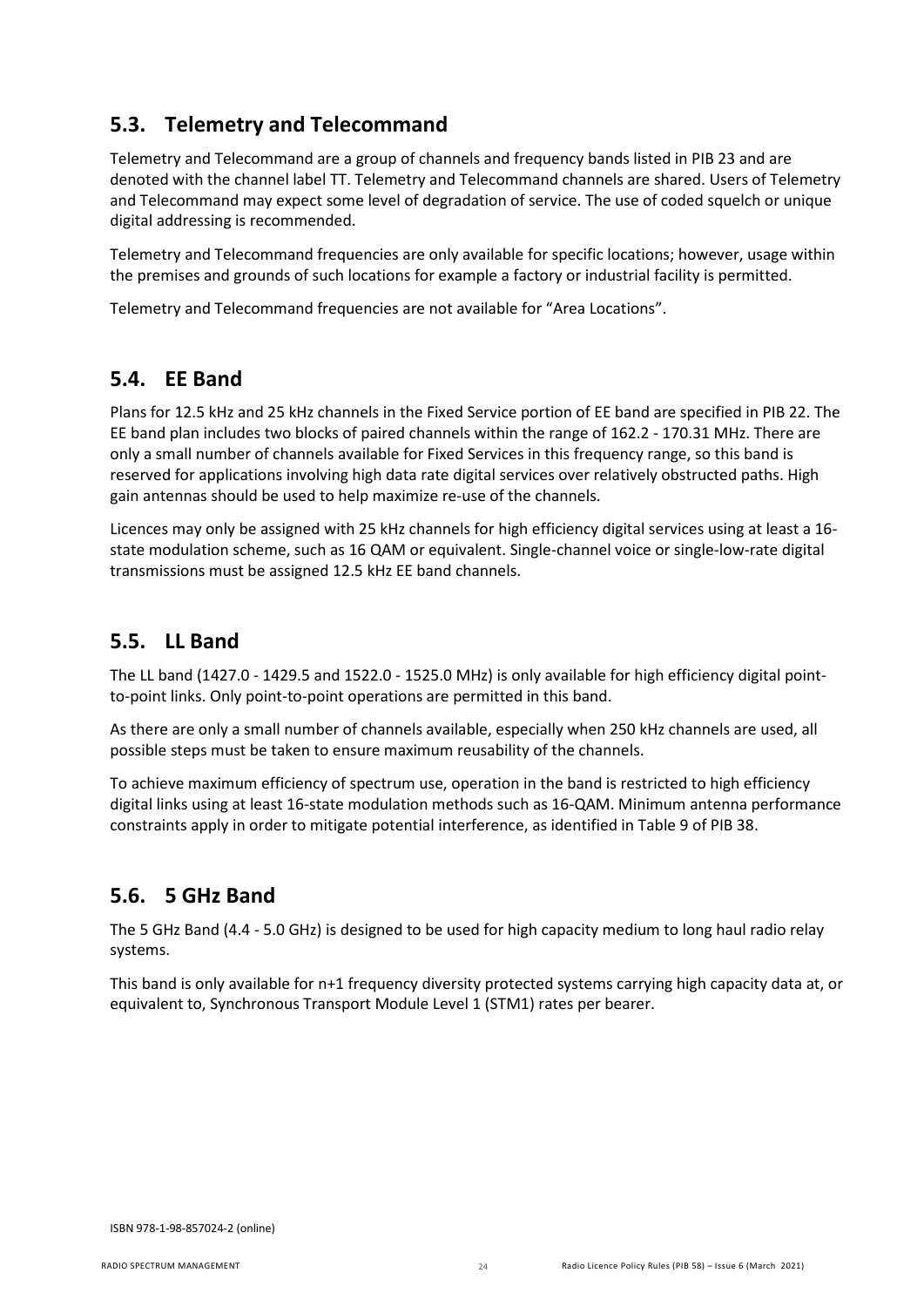## 5.3. Telemetry and Telecommand

Telemetry and Telecommand are a group of channels and frequency bands listed in PIB 23 and are denoted with the channel label TT. Telemetry and Telecommand channels are shared. Users of Telemetry and Telecommand may expect some level of degradation of service. The use of coded squelch or unique digital addressing is recommended.

Telemetry and Telecommand frequencies are only available for specific locations; however, usage within the premises and grounds of such locations for example a factory or industrial facility is permitted.

Telemetry and Telecommand frequencies are not available for "Area Locations".

## 5.4. EE Band

Plans for 12.5 kHz and 25 kHz channels in the Fixed Service portion of EE band are specified in PIB 22. The EE band plan includes two blocks of paired channels within the range of 162.2 - 170.31 MHz. There are only a small number of channels available for Fixed Services in this frequency range, so this band is reserved for applications involving high data rate digital services over relatively obstructed paths. High gain antennas should be used to help maximize re-use of the channels.

Licences may only be assigned with 25 kHz channels for high efficiency digital services using at least a 16-state modulation scheme, such as 16 QAM or equivalent. Single-channel voice or single-low-rate digital transmissions must be assigned 12.5 kHz EE band channels.

## 5.5. LL Band

The LL band (1427.0 - 1429.5 and 1522.0 - 1525.0 MHz) is only available for high efficiency digital point-to-point links. Only point-to-point operations are permitted in this band.

As there are only a small number of channels available, especially when 250 kHz channels are used, all possible steps must be taken to ensure maximum reusability of the channels.

To achieve maximum efficiency of spectrum use, operation in the band is restricted to high efficiency digital links using at least 16-state modulation methods such as 16-QAM. Minimum antenna performance constraints apply in order to mitigate potential interference, as identified in Table 9 of PIB 38.

## 5.6. 5 GHz Band

The 5 GHz Band (4.4 - 5.0 GHz) is designed to be used for high capacity medium to long haul radio relay systems.

This band is only available for n+1 frequency diversity protected systems carrying high capacity data at, or equivalent to, Synchronous Transport Module Level 1 (STM1) rates per bearer.

ISBN 978-1-98-857024-2 (online)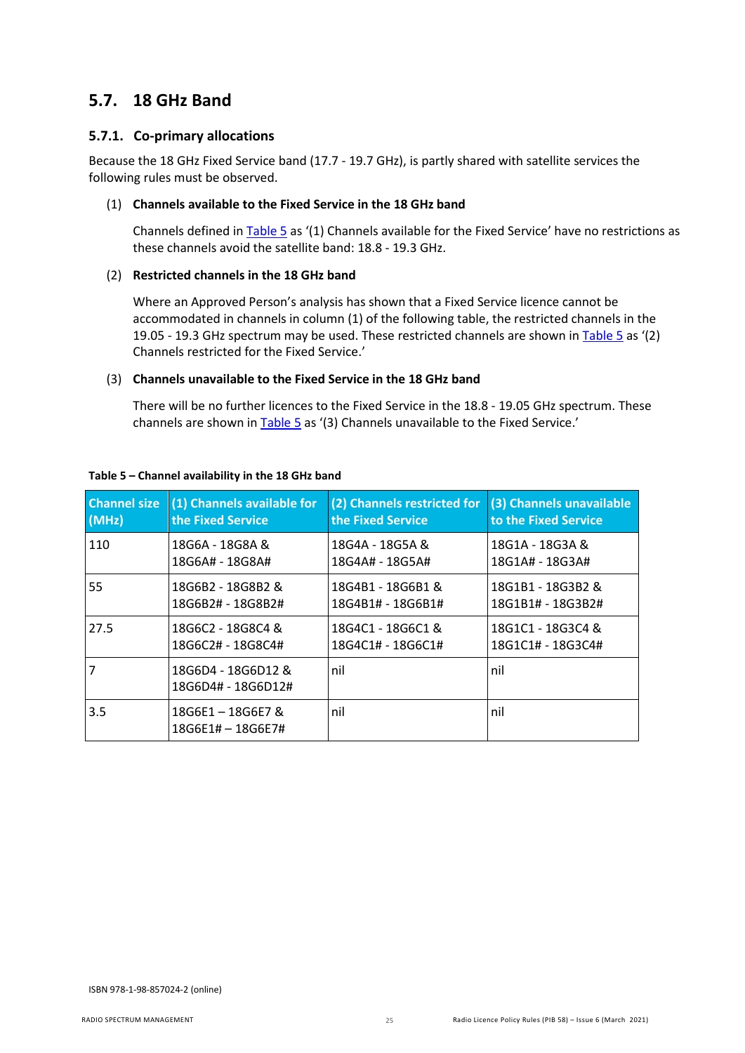## 5.7. 18 GHz Band

### 5.7.1. Co-primary allocations

Because the 18 GHz Fixed Service band (17.7 - 19.7 GHz), is partly shared with satellite services the following rules must be observed.

(1) **Channels available to the Fixed Service in the 18 GHz band**

Channels defined in Table 5 as '(1) Channels available for the Fixed Service' have no restrictions as these channels avoid the satellite band: 18.8 - 19.3 GHz.

(2) **Restricted channels in the 18 GHz band**

Where an Approved Person's analysis has shown that a Fixed Service licence cannot be accommodated in channels in column (1) of the following table, the restricted channels in the 19.05 - 19.3 GHz spectrum may be used. These restricted channels are shown in Table 5 as '(2) Channels restricted for the Fixed Service.'

(3) **Channels unavailable to the Fixed Service in the 18 GHz band**

There will be no further licences to the Fixed Service in the 18.8 - 19.05 GHz spectrum. These channels are shown in Table 5 as '(3) Channels unavailable to the Fixed Service.'

**Table 5 – Channel availability in the 18 GHz band**

| Channel size (MHz) | (1) Channels available for the Fixed Service | (2) Channels restricted for the Fixed Service | (3) Channels unavailable to the Fixed Service |
|---|---|---|---|
| 110 | 18G6A - 18G8A & 18G6A# - 18G8A# | 18G4A - 18G5A & 18G4A# - 18G5A# | 18G1A - 18G3A & 18G1A# - 18G3A# |
| 55 | 18G6B2 - 18G8B2 & 18G6B2# - 18G8B2# | 18G4B1 - 18G6B1 & 18G4B1# - 18G6B1# | 18G1B1 - 18G3B2 & 18G1B1# - 18G3B2# |
| 27.5 | 18G6C2 - 18G8C4 & 18G6C2# - 18G8C4# | 18G4C1 - 18G6C1 & 18G4C1# - 18G6C1# | 18G1C1 - 18G3C4 & 18G1C1# - 18G3C4# |
| 7 | 18G6D4 - 18G6D12 & 18G6D4# - 18G6D12# | nil | nil |
| 3.5 | 18G6E1 – 18G6E7 & 18G6E1# – 18G6E7# | nil | nil |

ISBN 978-1-98-857024-2 (online)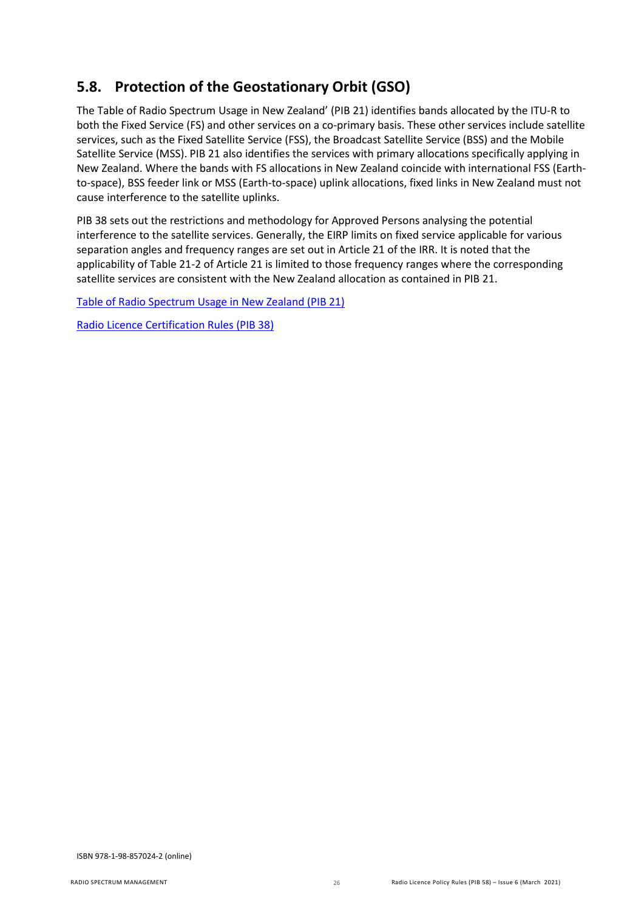## 5.8. Protection of the Geostationary Orbit (GSO)

The Table of Radio Spectrum Usage in New Zealand' (PIB 21) identifies bands allocated by the ITU-R to both the Fixed Service (FS) and other services on a co-primary basis. These other services include satellite services, such as the Fixed Satellite Service (FSS), the Broadcast Satellite Service (BSS) and the Mobile Satellite Service (MSS). PIB 21 also identifies the services with primary allocations specifically applying in New Zealand. Where the bands with FS allocations in New Zealand coincide with international FSS (Earth-to-space), BSS feeder link or MSS (Earth-to-space) uplink allocations, fixed links in New Zealand must not cause interference to the satellite uplinks.

PIB 38 sets out the restrictions and methodology for Approved Persons analysing the potential interference to the satellite services. Generally, the EIRP limits on fixed service applicable for various separation angles and frequency ranges are set out in Article 21 of the IRR. It is noted that the applicability of Table 21-2 of Article 21 is limited to those frequency ranges where the corresponding satellite services are consistent with the New Zealand allocation as contained in PIB 21.

Table of Radio Spectrum Usage in New Zealand (PIB 21)

Radio Licence Certification Rules (PIB 38)

ISBN 978-1-98-857024-2 (online)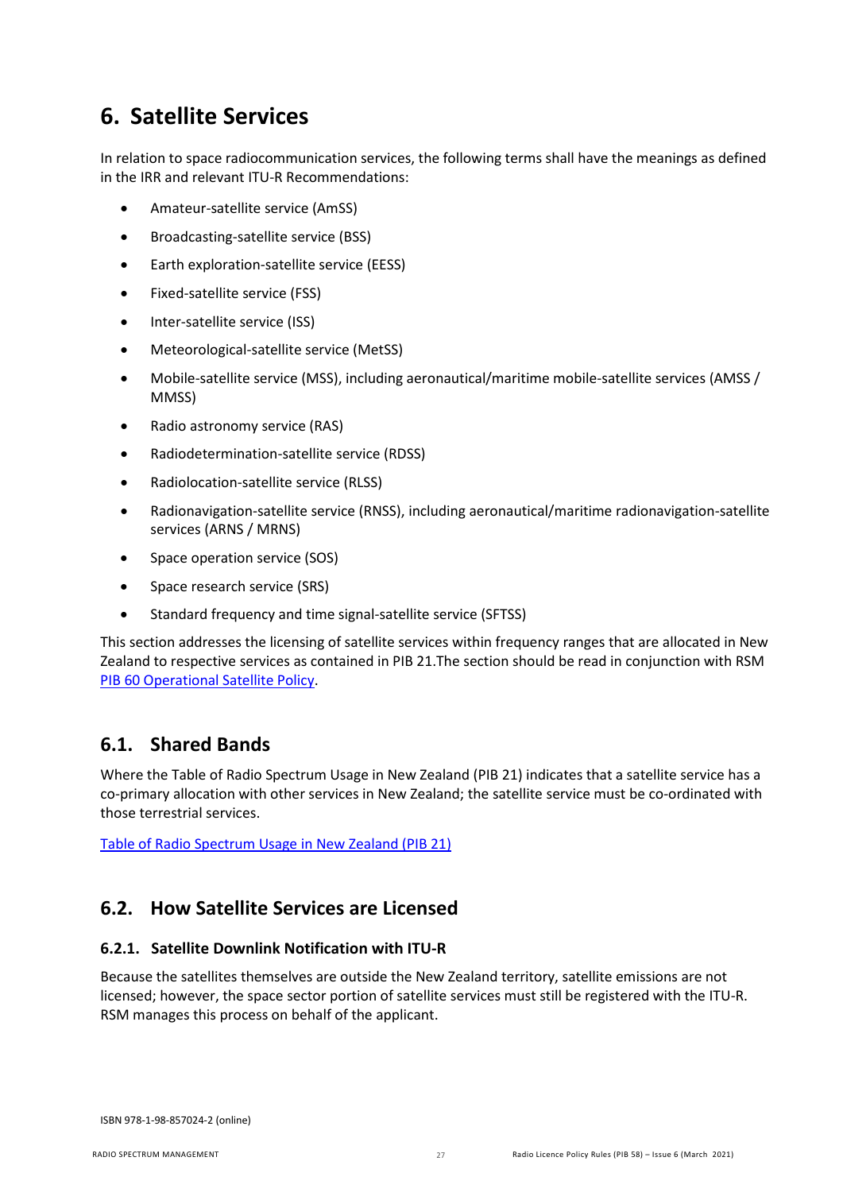# 6. Satellite Services

In relation to space radiocommunication services, the following terms shall have the meanings as defined in the IRR and relevant ITU-R Recommendations:

- Amateur-satellite service (AmSS)
- Broadcasting-satellite service (BSS)
- Earth exploration-satellite service (EESS)
- Fixed-satellite service (FSS)
- Inter-satellite service (ISS)
- Meteorological-satellite service (MetSS)
- Mobile-satellite service (MSS), including aeronautical/maritime mobile-satellite services (AMSS / MMSS)
- Radio astronomy service (RAS)
- Radiodetermination-satellite service (RDSS)
- Radiolocation-satellite service (RLSS)
- Radionavigation-satellite service (RNSS), including aeronautical/maritime radionavigation-satellite services (ARNS / MRNS)
- Space operation service (SOS)
- Space research service (SRS)
- Standard frequency and time signal-satellite service (SFTSS)

This section addresses the licensing of satellite services within frequency ranges that are allocated in New Zealand to respective services as contained in PIB 21.The section should be read in conjunction with RSM [PIB 60 Operational Satellite Policy](#).

## 6.1. Shared Bands

Where the Table of Radio Spectrum Usage in New Zealand (PIB 21) indicates that a satellite service has a co-primary allocation with other services in New Zealand; the satellite service must be co-ordinated with those terrestrial services.

[Table of Radio Spectrum Usage in New Zealand (PIB 21)](#)

## 6.2. How Satellite Services are Licensed

### 6.2.1. Satellite Downlink Notification with ITU-R

Because the satellites themselves are outside the New Zealand territory, satellite emissions are not licensed; however, the space sector portion of satellite services must still be registered with the ITU-R. RSM manages this process on behalf of the applicant.

ISBN 978-1-98-857024-2 (online)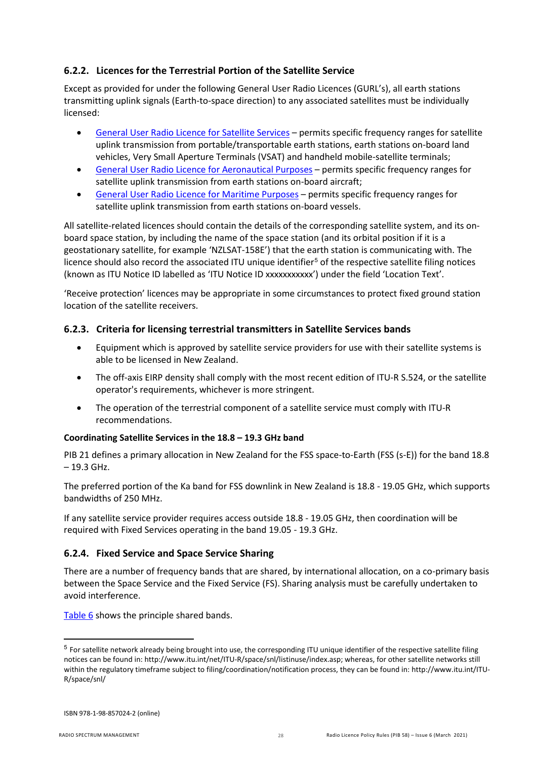### 6.2.2. Licences for the Terrestrial Portion of the Satellite Service

Except as provided for under the following General User Radio Licences (GURL's), all earth stations transmitting uplink signals (Earth-to-space direction) to any associated satellites must be individually licensed:

- General User Radio Licence for Satellite Services – permits specific frequency ranges for satellite uplink transmission from portable/transportable earth stations, earth stations on-board land vehicles, Very Small Aperture Terminals (VSAT) and handheld mobile-satellite terminals;
- General User Radio Licence for Aeronautical Purposes – permits specific frequency ranges for satellite uplink transmission from earth stations on-board aircraft;
- General User Radio Licence for Maritime Purposes – permits specific frequency ranges for satellite uplink transmission from earth stations on-board vessels.

All satellite-related licences should contain the details of the corresponding satellite system, and its on-board space station, by including the name of the space station (and its orbital position if it is a geostationary satellite, for example 'NZLSAT-158E') that the earth station is communicating with. The licence should also record the associated ITU unique identifier[5] of the respective satellite filing notices (known as ITU Notice ID labelled as 'ITU Notice ID xxxxxxxxxxx') under the field 'Location Text'.

'Receive protection' licences may be appropriate in some circumstances to protect fixed ground station location of the satellite receivers.

### 6.2.3. Criteria for licensing terrestrial transmitters in Satellite Services bands

- Equipment which is approved by satellite service providers for use with their satellite systems is able to be licensed in New Zealand.
- The off-axis EIRP density shall comply with the most recent edition of ITU-R S.524, or the satellite operator's requirements, whichever is more stringent.
- The operation of the terrestrial component of a satellite service must comply with ITU-R recommendations.

**Coordinating Satellite Services in the 18.8 – 19.3 GHz band**

PIB 21 defines a primary allocation in New Zealand for the FSS space-to-Earth (FSS (s-E)) for the band 18.8 – 19.3 GHz.

The preferred portion of the Ka band for FSS downlink in New Zealand is 18.8 - 19.05 GHz, which supports bandwidths of 250 MHz.

If any satellite service provider requires access outside 18.8 - 19.05 GHz, then coordination will be required with Fixed Services operating in the band 19.05 - 19.3 GHz.

### 6.2.4. Fixed Service and Space Service Sharing

There are a number of frequency bands that are shared, by international allocation, on a co-primary basis between the Space Service and the Fixed Service (FS). Sharing analysis must be carefully undertaken to avoid interference.

Table 6 shows the principle shared bands.

[5] For satellite network already being brought into use, the corresponding ITU unique identifier of the respective satellite filing notices can be found in: http://www.itu.int/net/ITU-R/space/snl/listinuse/index.asp; whereas, for other satellite networks still within the regulatory timeframe subject to filing/coordination/notification process, they can be found in: http://www.itu.int/ITU-R/space/snl/

ISBN 978-1-98-857024-2 (online)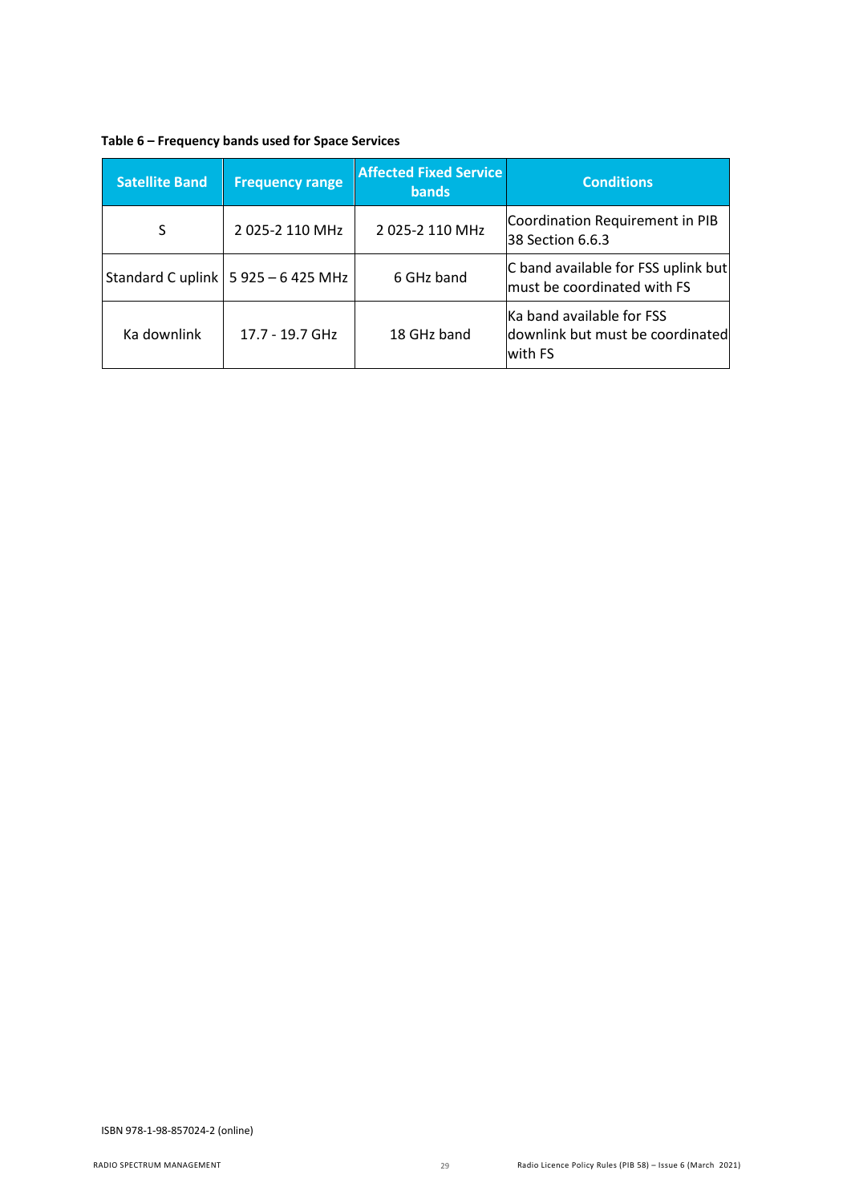**Table 6 – Frequency bands used for Space Services**

| Satellite Band | Frequency range | Affected Fixed Service bands | Conditions |
|---|---|---|---|
| S | 2 025-2 110 MHz | 2 025-2 110 MHz | Coordination Requirement in PIB 38 Section 6.6.3 |
| Standard C uplink | 5 925 – 6 425 MHz | 6 GHz band | C band available for FSS uplink but must be coordinated with FS |
| Ka downlink | 17.7 - 19.7 GHz | 18 GHz band | Ka band available for FSS downlink but must be coordinated with FS |

ISBN 978-1-98-857024-2 (online)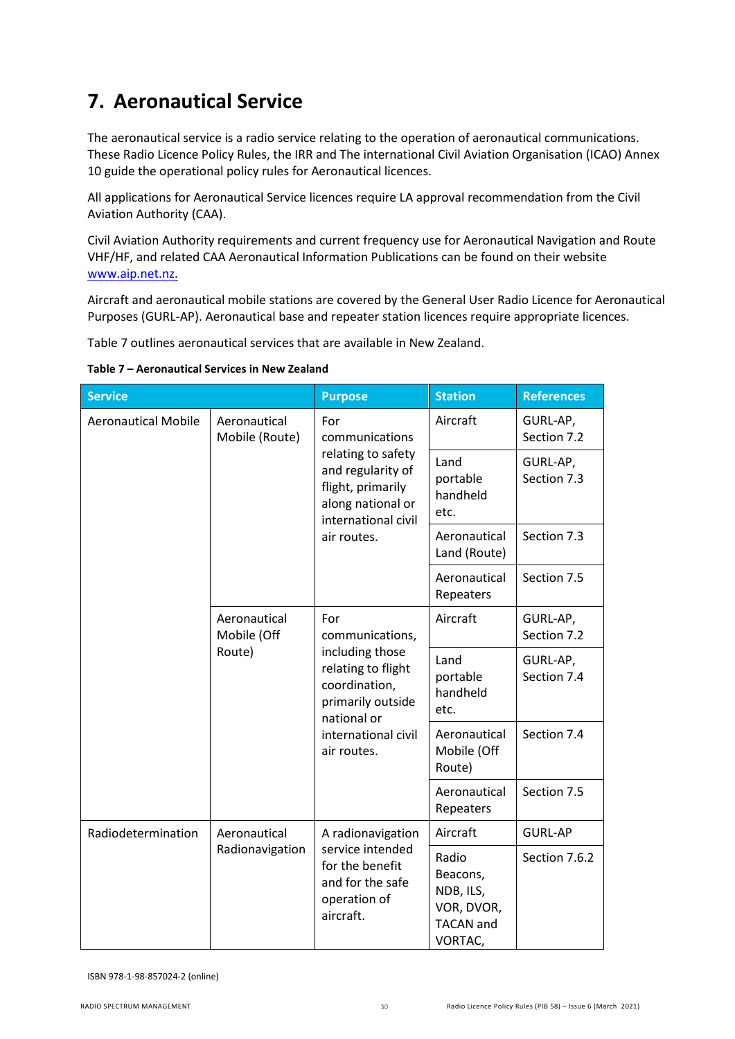# 7. Aeronautical Service

The aeronautical service is a radio service relating to the operation of aeronautical communications. These Radio Licence Policy Rules, the IRR and The international Civil Aviation Organisation (ICAO) Annex 10 guide the operational policy rules for Aeronautical licences.

All applications for Aeronautical Service licences require LA approval recommendation from the Civil Aviation Authority (CAA).

Civil Aviation Authority requirements and current frequency use for Aeronautical Navigation and Route VHF/HF, and related CAA Aeronautical Information Publications can be found on their website www.aip.net.nz.

Aircraft and aeronautical mobile stations are covered by the General User Radio Licence for Aeronautical Purposes (GURL-AP). Aeronautical base and repeater station licences require appropriate licences.

Table 7 outlines aeronautical services that are available in New Zealand.

**Table 7 – Aeronautical Services in New Zealand**

| Service | | Purpose | Station | References |
|---|---|---|---|---|
| Aeronautical Mobile | Aeronautical Mobile (Route) | For communications relating to safety and regularity of flight, primarily along national or international civil air routes. | Aircraft | GURL-AP, Section 7.2 |
| | | | Land portable handheld etc. | GURL-AP, Section 7.3 |
| | | | Aeronautical Land (Route) | Section 7.3 |
| | | | Aeronautical Repeaters | Section 7.5 |
| | Aeronautical Mobile (Off Route) | For communications, including those relating to flight coordination, primarily outside national or international civil air routes. | Aircraft | GURL-AP, Section 7.2 |
| | | | Land portable handheld etc. | GURL-AP, Section 7.4 |
| | | | Aeronautical Mobile (Off Route) | Section 7.4 |
| | | | Aeronautical Repeaters | Section 7.5 |
| Radiodetermination | Aeronautical Radionavigation | A radionavigation service intended for the benefit and for the safe operation of aircraft. | Aircraft | GURL-AP |
| | | | Radio Beacons, NDB, ILS, VOR, DVOR, TACAN and VORTAC, | Section 7.6.2 |

ISBN 978-1-98-857024-2 (online)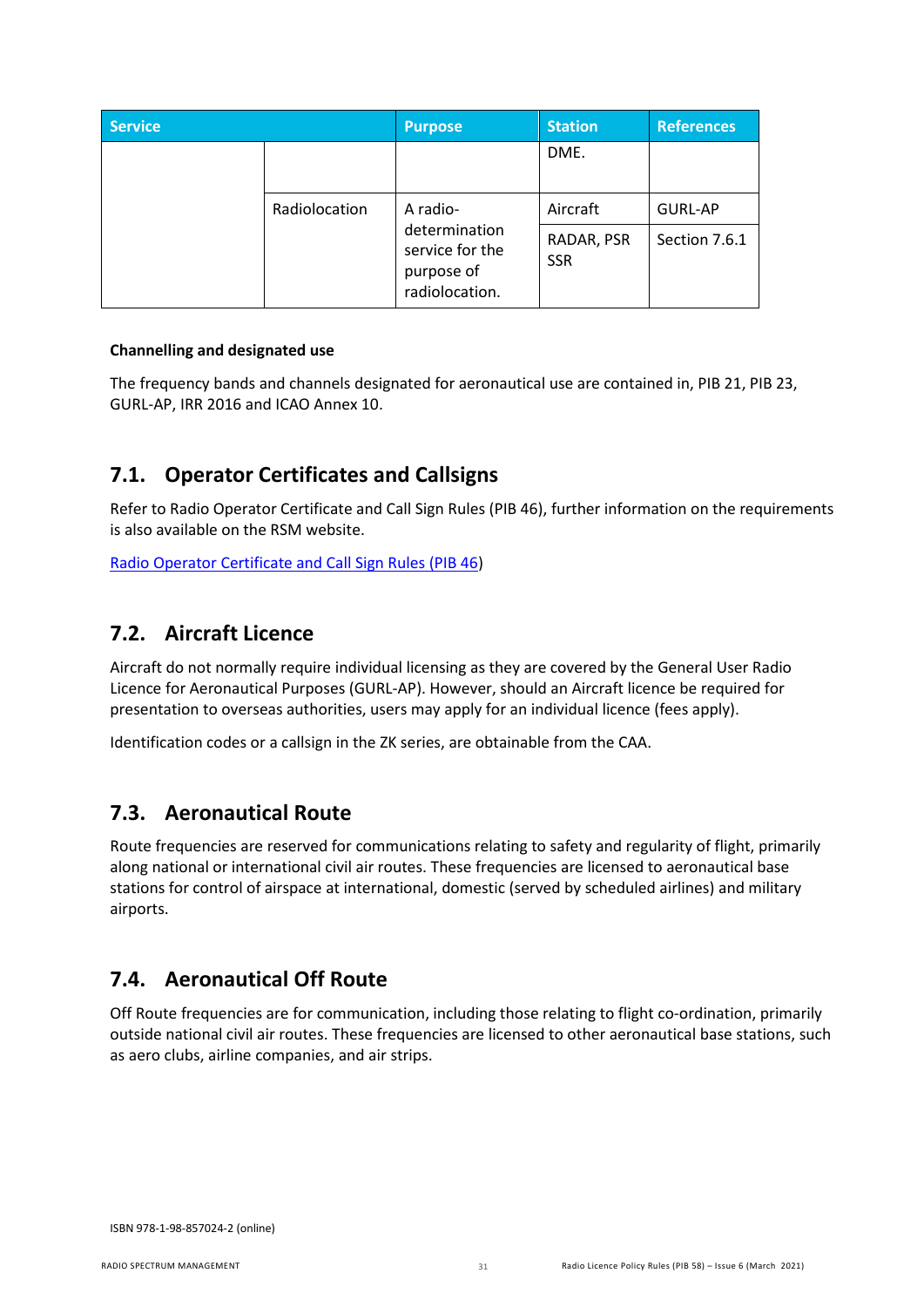| Service | | Purpose | Station | References |
|---|---|---|---|---|
| | | | DME. | |
| | Radiolocation | A radio-determination service for the purpose of radiolocation. | Aircraft | GURL-AP |
| | | | RADAR, PSR SSR | Section 7.6.1 |

**Channelling and designated use**

The frequency bands and channels designated for aeronautical use are contained in, PIB 21, PIB 23, GURL-AP, IRR 2016 and ICAO Annex 10.

## 7.1. Operator Certificates and Callsigns

Refer to Radio Operator Certificate and Call Sign Rules (PIB 46), further information on the requirements is also available on the RSM website.

Radio Operator Certificate and Call Sign Rules (PIB 46)

## 7.2. Aircraft Licence

Aircraft do not normally require individual licensing as they are covered by the General User Radio Licence for Aeronautical Purposes (GURL-AP). However, should an Aircraft licence be required for presentation to overseas authorities, users may apply for an individual licence (fees apply).

Identification codes or a callsign in the ZK series, are obtainable from the CAA.

## 7.3. Aeronautical Route

Route frequencies are reserved for communications relating to safety and regularity of flight, primarily along national or international civil air routes. These frequencies are licensed to aeronautical base stations for control of airspace at international, domestic (served by scheduled airlines) and military airports.

## 7.4. Aeronautical Off Route

Off Route frequencies are for communication, including those relating to flight co-ordination, primarily outside national civil air routes. These frequencies are licensed to other aeronautical base stations, such as aero clubs, airline companies, and air strips.

ISBN 978-1-98-857024-2 (online)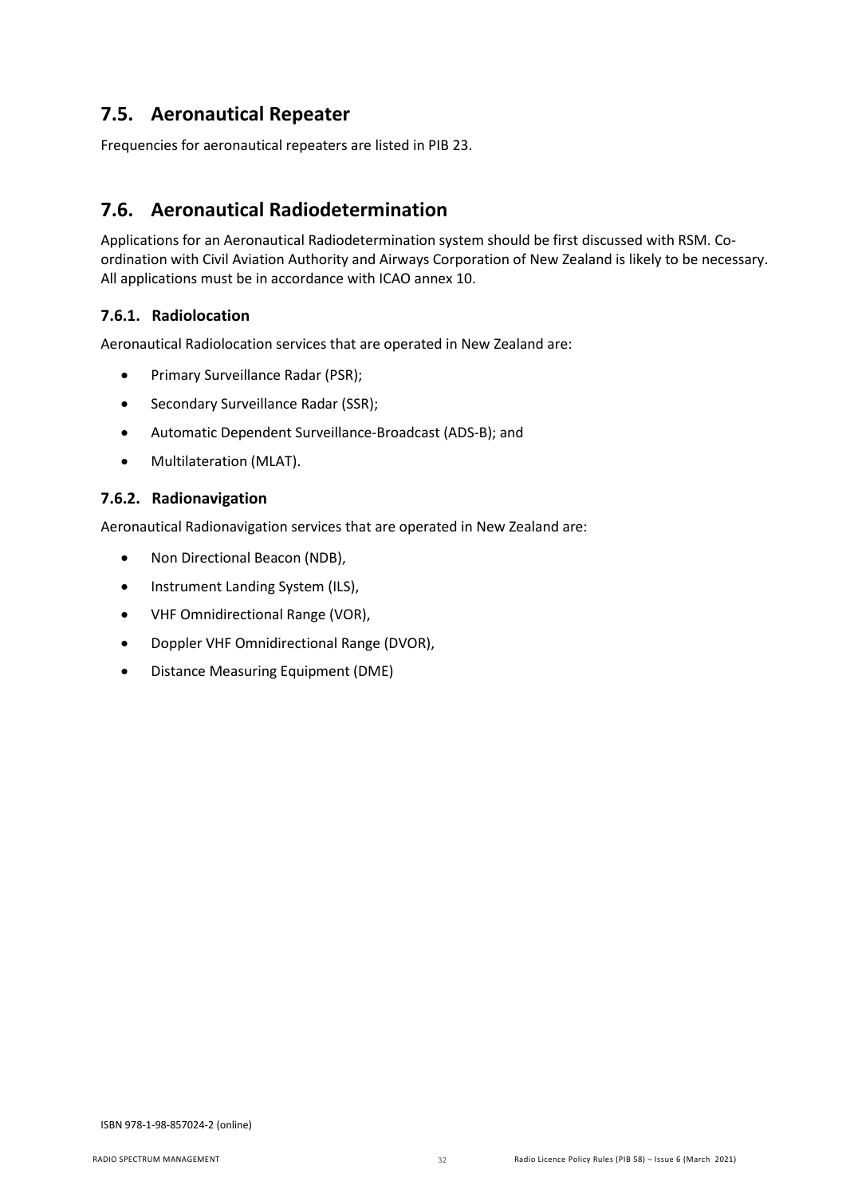## 7.5. Aeronautical Repeater

Frequencies for aeronautical repeaters are listed in PIB 23.

## 7.6. Aeronautical Radiodetermination

Applications for an Aeronautical Radiodetermination system should be first discussed with RSM. Co-ordination with Civil Aviation Authority and Airways Corporation of New Zealand is likely to be necessary. All applications must be in accordance with ICAO annex 10.

### 7.6.1. Radiolocation

Aeronautical Radiolocation services that are operated in New Zealand are:

- Primary Surveillance Radar (PSR);
- Secondary Surveillance Radar (SSR);
- Automatic Dependent Surveillance-Broadcast (ADS-B); and
- Multilateration (MLAT).

### 7.6.2. Radionavigation

Aeronautical Radionavigation services that are operated in New Zealand are:

- Non Directional Beacon (NDB),
- Instrument Landing System (ILS),
- VHF Omnidirectional Range (VOR),
- Doppler VHF Omnidirectional Range (DVOR),
- Distance Measuring Equipment (DME)

ISBN 978-1-98-857024-2 (online)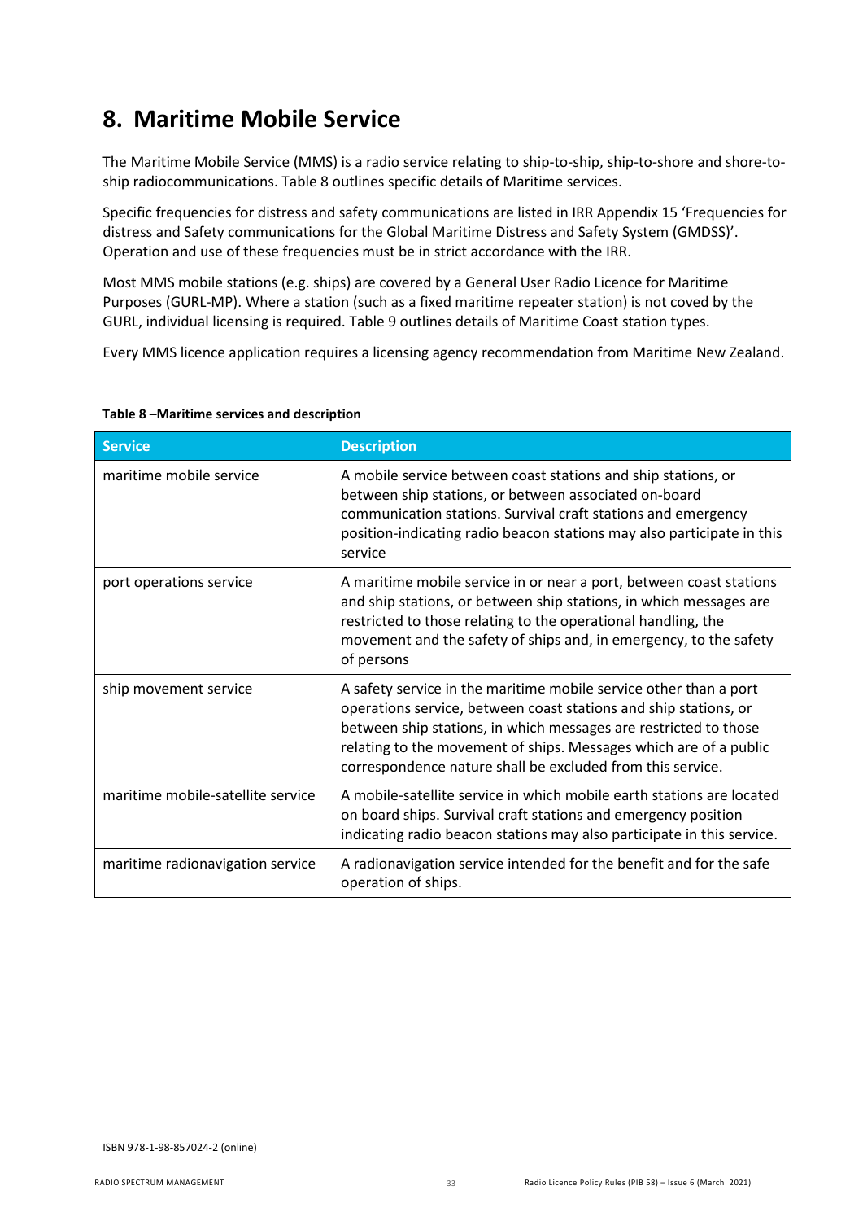# 8. Maritime Mobile Service

The Maritime Mobile Service (MMS) is a radio service relating to ship-to-ship, ship-to-shore and shore-to-ship radiocommunications. Table 8 outlines specific details of Maritime services.

Specific frequencies for distress and safety communications are listed in IRR Appendix 15 'Frequencies for distress and Safety communications for the Global Maritime Distress and Safety System (GMDSS)'. Operation and use of these frequencies must be in strict accordance with the IRR.

Most MMS mobile stations (e.g. ships) are covered by a General User Radio Licence for Maritime Purposes (GURL-MP). Where a station (such as a fixed maritime repeater station) is not coved by the GURL, individual licensing is required. Table 9 outlines details of Maritime Coast station types.

Every MMS licence application requires a licensing agency recommendation from Maritime New Zealand.

**Table 8 –Maritime services and description**

| Service | Description |
|---|---|
| maritime mobile service | A mobile service between coast stations and ship stations, or between ship stations, or between associated on-board communication stations. Survival craft stations and emergency position-indicating radio beacon stations may also participate in this service |
| port operations service | A maritime mobile service in or near a port, between coast stations and ship stations, or between ship stations, in which messages are restricted to those relating to the operational handling, the movement and the safety of ships and, in emergency, to the safety of persons |
| ship movement service | A safety service in the maritime mobile service other than a port operations service, between coast stations and ship stations, or between ship stations, in which messages are restricted to those relating to the movement of ships. Messages which are of a public correspondence nature shall be excluded from this service. |
| maritime mobile-satellite service | A mobile-satellite service in which mobile earth stations are located on board ships. Survival craft stations and emergency position indicating radio beacon stations may also participate in this service. |
| maritime radionavigation service | A radionavigation service intended for the benefit and for the safe operation of ships. |

ISBN 978-1-98-857024-2 (online)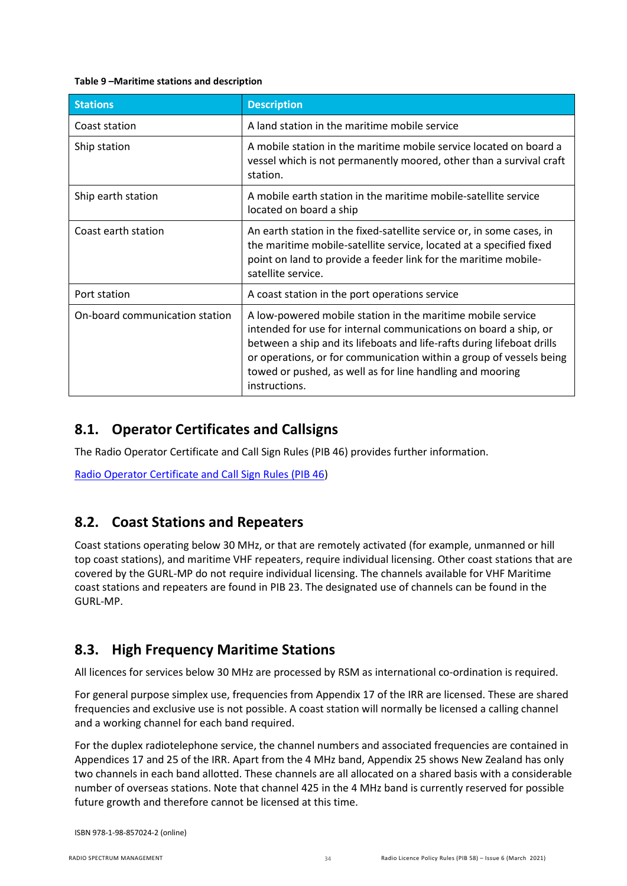**Table 9 –Maritime stations and description**

| Stations | Description |
|---|---|
| Coast station | A land station in the maritime mobile service |
| Ship station | A mobile station in the maritime mobile service located on board a vessel which is not permanently moored, other than a survival craft station. |
| Ship earth station | A mobile earth station in the maritime mobile-satellite service located on board a ship |
| Coast earth station | An earth station in the fixed-satellite service or, in some cases, in the maritime mobile-satellite service, located at a specified fixed point on land to provide a feeder link for the maritime mobile-satellite service. |
| Port station | A coast station in the port operations service |
| On-board communication station | A low-powered mobile station in the maritime mobile service intended for use for internal communications on board a ship, or between a ship and its lifeboats and life-rafts during lifeboat drills or operations, or for communication within a group of vessels being towed or pushed, as well as for line handling and mooring instructions. |

## 8.1. Operator Certificates and Callsigns

The Radio Operator Certificate and Call Sign Rules (PIB 46) provides further information.

Radio Operator Certificate and Call Sign Rules (PIB 46))

## 8.2. Coast Stations and Repeaters

Coast stations operating below 30 MHz, or that are remotely activated (for example, unmanned or hill top coast stations), and maritime VHF repeaters, require individual licensing. Other coast stations that are covered by the GURL-MP do not require individual licensing. The channels available for VHF Maritime coast stations and repeaters are found in PIB 23. The designated use of channels can be found in the GURL-MP.

## 8.3. High Frequency Maritime Stations

All licences for services below 30 MHz are processed by RSM as international co-ordination is required.

For general purpose simplex use, frequencies from Appendix 17 of the IRR are licensed. These are shared frequencies and exclusive use is not possible. A coast station will normally be licensed a calling channel and a working channel for each band required.

For the duplex radiotelephone service, the channel numbers and associated frequencies are contained in Appendices 17 and 25 of the IRR. Apart from the 4 MHz band, Appendix 25 shows New Zealand has only two channels in each band allotted. These channels are all allocated on a shared basis with a considerable number of overseas stations. Note that channel 425 in the 4 MHz band is currently reserved for possible future growth and therefore cannot be licensed at this time.

ISBN 978-1-98-857024-2 (online)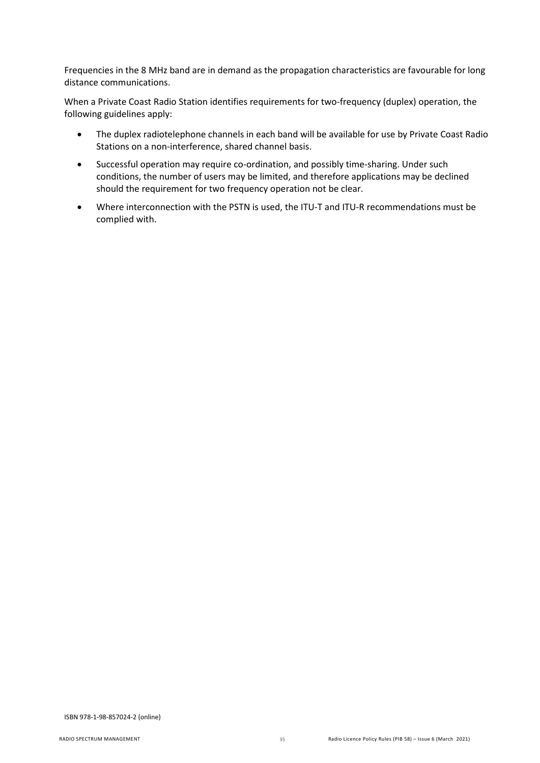Frequencies in the 8 MHz band are in demand as the propagation characteristics are favourable for long distance communications.

When a Private Coast Radio Station identifies requirements for two-frequency (duplex) operation, the following guidelines apply:

- The duplex radiotelephone channels in each band will be available for use by Private Coast Radio Stations on a non-interference, shared channel basis.
- Successful operation may require co-ordination, and possibly time-sharing. Under such conditions, the number of users may be limited, and therefore applications may be declined should the requirement for two frequency operation not be clear.
- Where interconnection with the PSTN is used, the ITU-T and ITU-R recommendations must be complied with.

ISBN 978-1-98-857024-2 (online)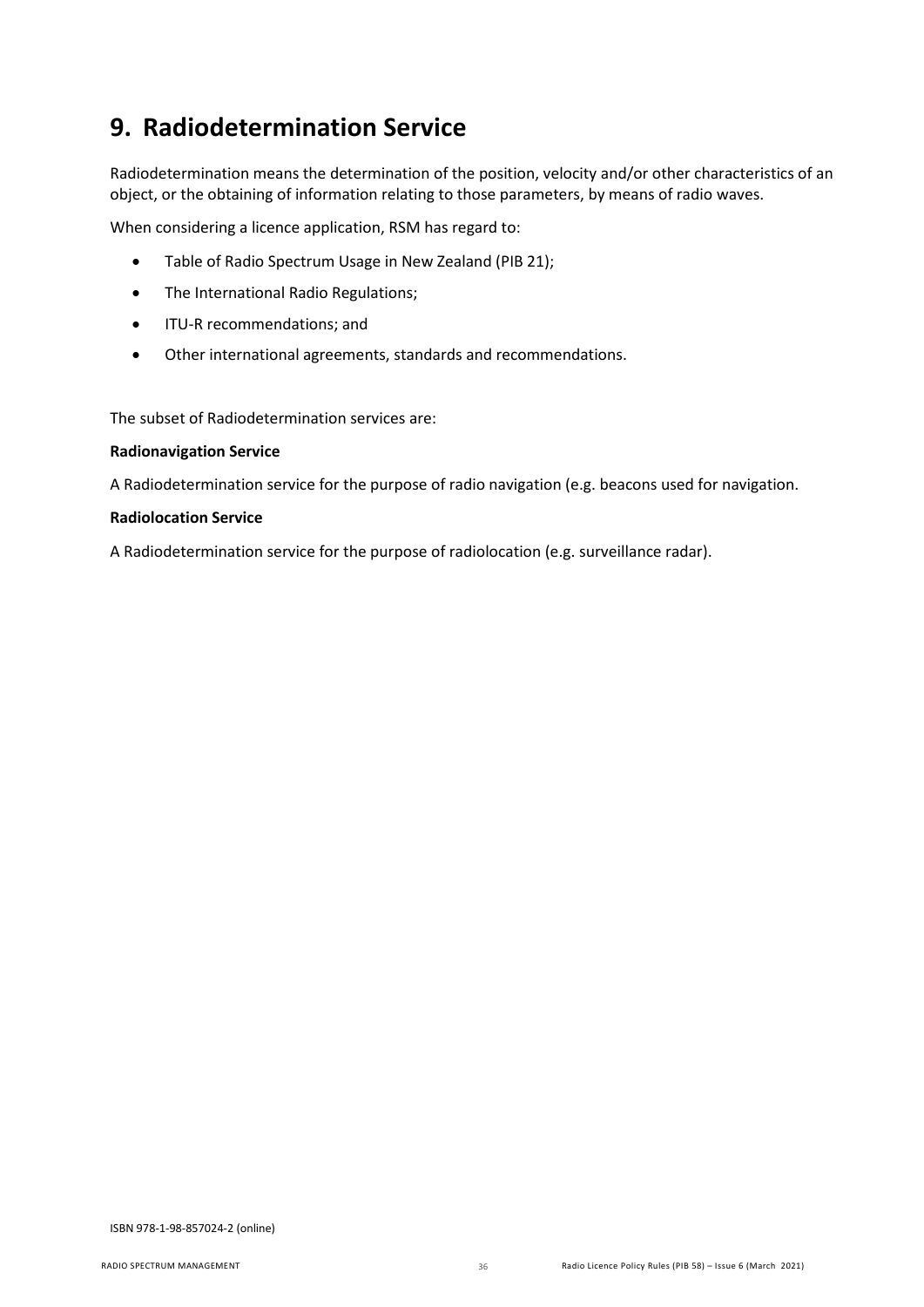# 9. Radiodetermination Service

Radiodetermination means the determination of the position, velocity and/or other characteristics of an object, or the obtaining of information relating to those parameters, by means of radio waves.

When considering a licence application, RSM has regard to:

- Table of Radio Spectrum Usage in New Zealand (PIB 21);
- The International Radio Regulations;
- ITU-R recommendations; and
- Other international agreements, standards and recommendations.

The subset of Radiodetermination services are:

**Radionavigation Service**

A Radiodetermination service for the purpose of radio navigation (e.g. beacons used for navigation.

**Radiolocation Service**

A Radiodetermination service for the purpose of radiolocation (e.g. surveillance radar).

ISBN 978-1-98-857024-2 (online)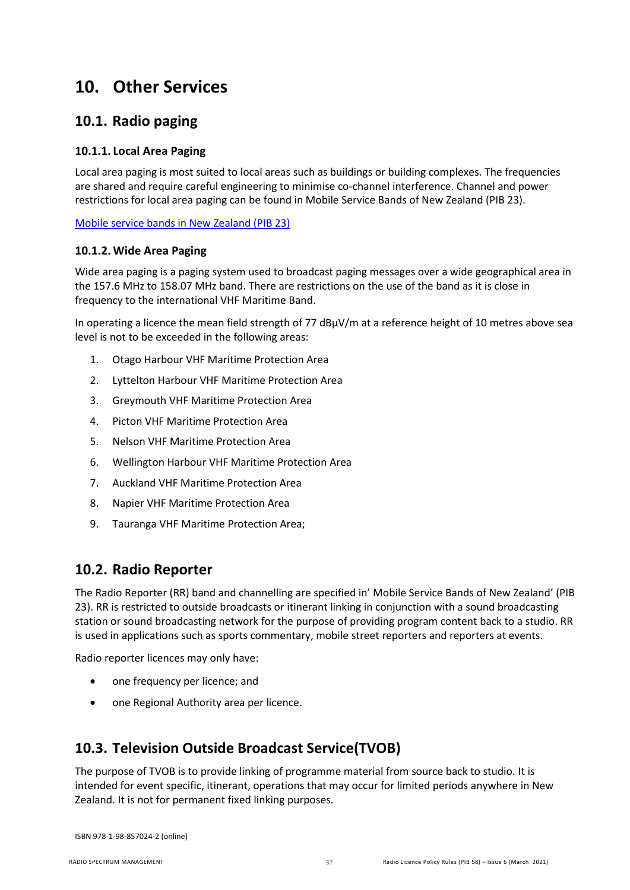# 10. Other Services

## 10.1. Radio paging

### 10.1.1. Local Area Paging

Local area paging is most suited to local areas such as buildings or building complexes. The frequencies are shared and require careful engineering to minimise co-channel interference. Channel and power restrictions for local area paging can be found in Mobile Service Bands of New Zealand (PIB 23).

[Mobile service bands in New Zealand (PIB 23)]

### 10.1.2. Wide Area Paging

Wide area paging is a paging system used to broadcast paging messages over a wide geographical area in the 157.6 MHz to 158.07 MHz band. There are restrictions on the use of the band as it is close in frequency to the international VHF Maritime Band.

In operating a licence the mean field strength of 77 dBµV/m at a reference height of 10 metres above sea level is not to be exceeded in the following areas:

1. Otago Harbour VHF Maritime Protection Area
2. Lyttelton Harbour VHF Maritime Protection Area
3. Greymouth VHF Maritime Protection Area
4. Picton VHF Maritime Protection Area
5. Nelson VHF Maritime Protection Area
6. Wellington Harbour VHF Maritime Protection Area
7. Auckland VHF Maritime Protection Area
8. Napier VHF Maritime Protection Area
9. Tauranga VHF Maritime Protection Area;

## 10.2. Radio Reporter

The Radio Reporter (RR) band and channelling are specified in' Mobile Service Bands of New Zealand' (PIB 23). RR is restricted to outside broadcasts or itinerant linking in conjunction with a sound broadcasting station or sound broadcasting network for the purpose of providing program content back to a studio. RR is used in applications such as sports commentary, mobile street reporters and reporters at events.

Radio reporter licences may only have:

- one frequency per licence; and
- one Regional Authority area per licence.

## 10.3. Television Outside Broadcast Service(TVOB)

The purpose of TVOB is to provide linking of programme material from source back to studio. It is intended for event specific, itinerant, operations that may occur for limited periods anywhere in New Zealand. It is not for permanent fixed linking purposes.

ISBN 978-1-98-857024-2 (online)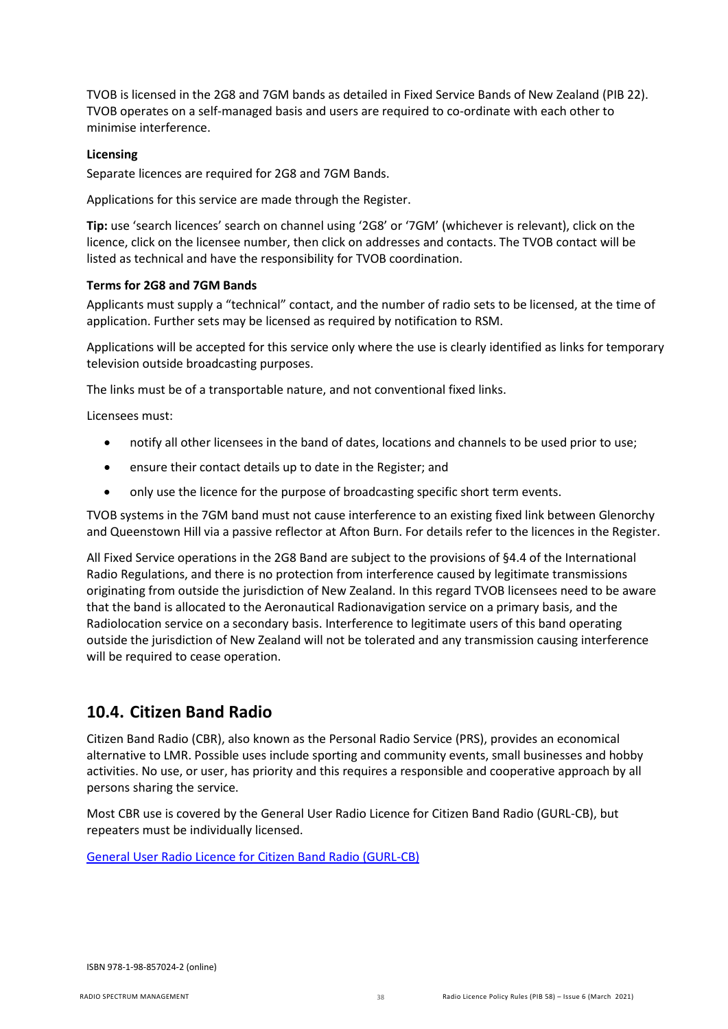TVOB is licensed in the 2G8 and 7GM bands as detailed in Fixed Service Bands of New Zealand (PIB 22). TVOB operates on a self-managed basis and users are required to co-ordinate with each other to minimise interference.

**Licensing**

Separate licences are required for 2G8 and 7GM Bands.

Applications for this service are made through the Register.

**Tip:** use 'search licences' search on channel using '2G8' or '7GM' (whichever is relevant), click on the licence, click on the licensee number, then click on addresses and contacts. The TVOB contact will be listed as technical and have the responsibility for TVOB coordination.

**Terms for 2G8 and 7GM Bands**

Applicants must supply a "technical" contact, and the number of radio sets to be licensed, at the time of application. Further sets may be licensed as required by notification to RSM.

Applications will be accepted for this service only where the use is clearly identified as links for temporary television outside broadcasting purposes.

The links must be of a transportable nature, and not conventional fixed links.

Licensees must:

- notify all other licensees in the band of dates, locations and channels to be used prior to use;
- ensure their contact details up to date in the Register; and
- only use the licence for the purpose of broadcasting specific short term events.

TVOB systems in the 7GM band must not cause interference to an existing fixed link between Glenorchy and Queenstown Hill via a passive reflector at Afton Burn. For details refer to the licences in the Register.

All Fixed Service operations in the 2G8 Band are subject to the provisions of §4.4 of the International Radio Regulations, and there is no protection from interference caused by legitimate transmissions originating from outside the jurisdiction of New Zealand. In this regard TVOB licensees need to be aware that the band is allocated to the Aeronautical Radionavigation service on a primary basis, and the Radiolocation service on a secondary basis. Interference to legitimate users of this band operating outside the jurisdiction of New Zealand will not be tolerated and any transmission causing interference will be required to cease operation.

## 10.4. Citizen Band Radio

Citizen Band Radio (CBR), also known as the Personal Radio Service (PRS), provides an economical alternative to LMR. Possible uses include sporting and community events, small businesses and hobby activities. No use, or user, has priority and this requires a responsible and cooperative approach by all persons sharing the service.

Most CBR use is covered by the General User Radio Licence for Citizen Band Radio (GURL-CB), but repeaters must be individually licensed.

General User Radio Licence for Citizen Band Radio (GURL-CB)

ISBN 978-1-98-857024-2 (online)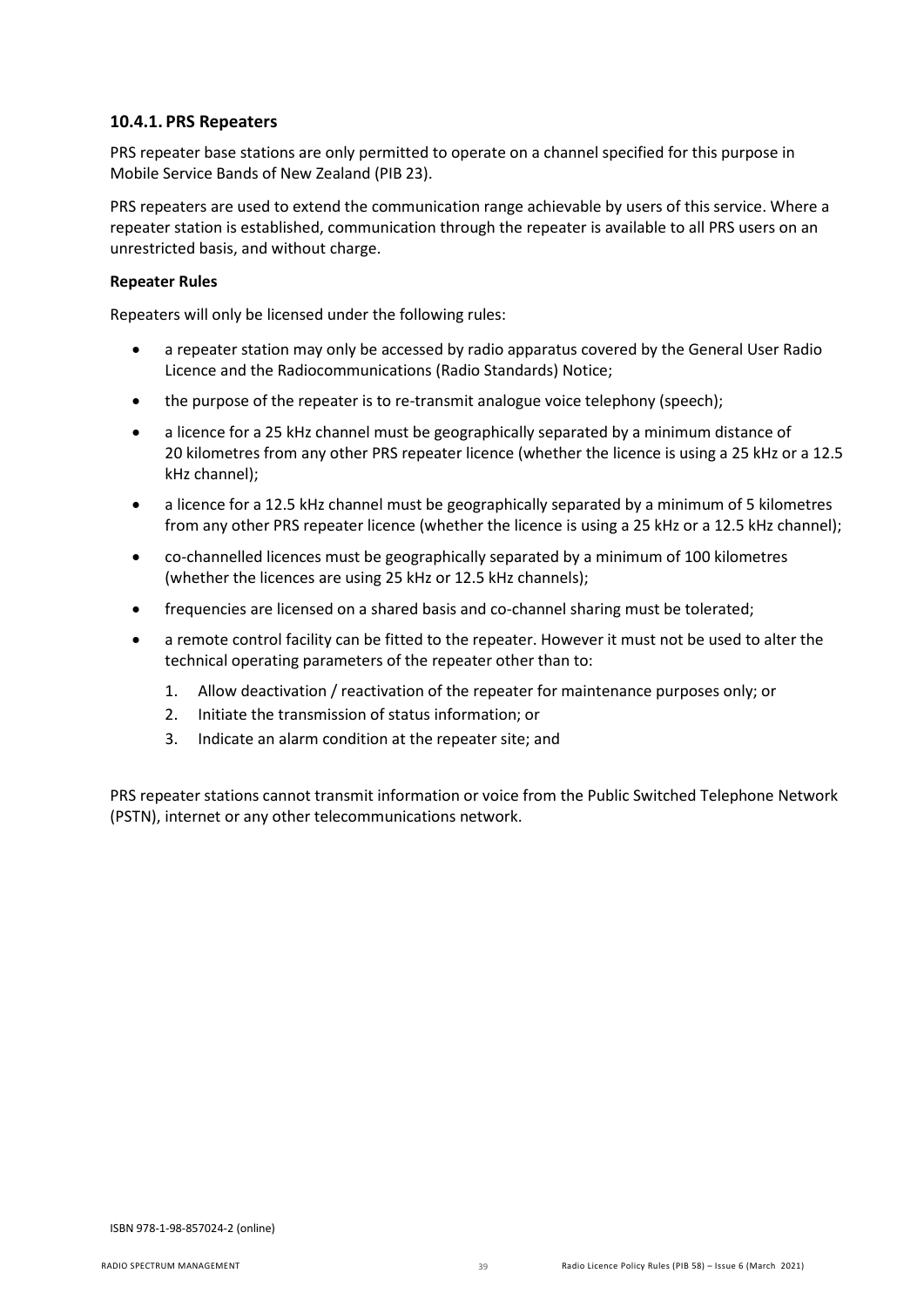### 10.4.1. PRS Repeaters

PRS repeater base stations are only permitted to operate on a channel specified for this purpose in Mobile Service Bands of New Zealand (PIB 23).

PRS repeaters are used to extend the communication range achievable by users of this service. Where a repeater station is established, communication through the repeater is available to all PRS users on an unrestricted basis, and without charge.

**Repeater Rules**

Repeaters will only be licensed under the following rules:

- a repeater station may only be accessed by radio apparatus covered by the General User Radio Licence and the Radiocommunications (Radio Standards) Notice;
- the purpose of the repeater is to re-transmit analogue voice telephony (speech);
- a licence for a 25 kHz channel must be geographically separated by a minimum distance of 20 kilometres from any other PRS repeater licence (whether the licence is using a 25 kHz or a 12.5 kHz channel);
- a licence for a 12.5 kHz channel must be geographically separated by a minimum of 5 kilometres from any other PRS repeater licence (whether the licence is using a 25 kHz or a 12.5 kHz channel);
- co-channelled licences must be geographically separated by a minimum of 100 kilometres (whether the licences are using 25 kHz or 12.5 kHz channels);
- frequencies are licensed on a shared basis and co-channel sharing must be tolerated;
- a remote control facility can be fitted to the repeater. However it must not be used to alter the technical operating parameters of the repeater other than to:
    1. Allow deactivation / reactivation of the repeater for maintenance purposes only; or
    2. Initiate the transmission of status information; or
    3. Indicate an alarm condition at the repeater site; and

PRS repeater stations cannot transmit information or voice from the Public Switched Telephone Network (PSTN), internet or any other telecommunications network.

ISBN 978-1-98-857024-2 (online)